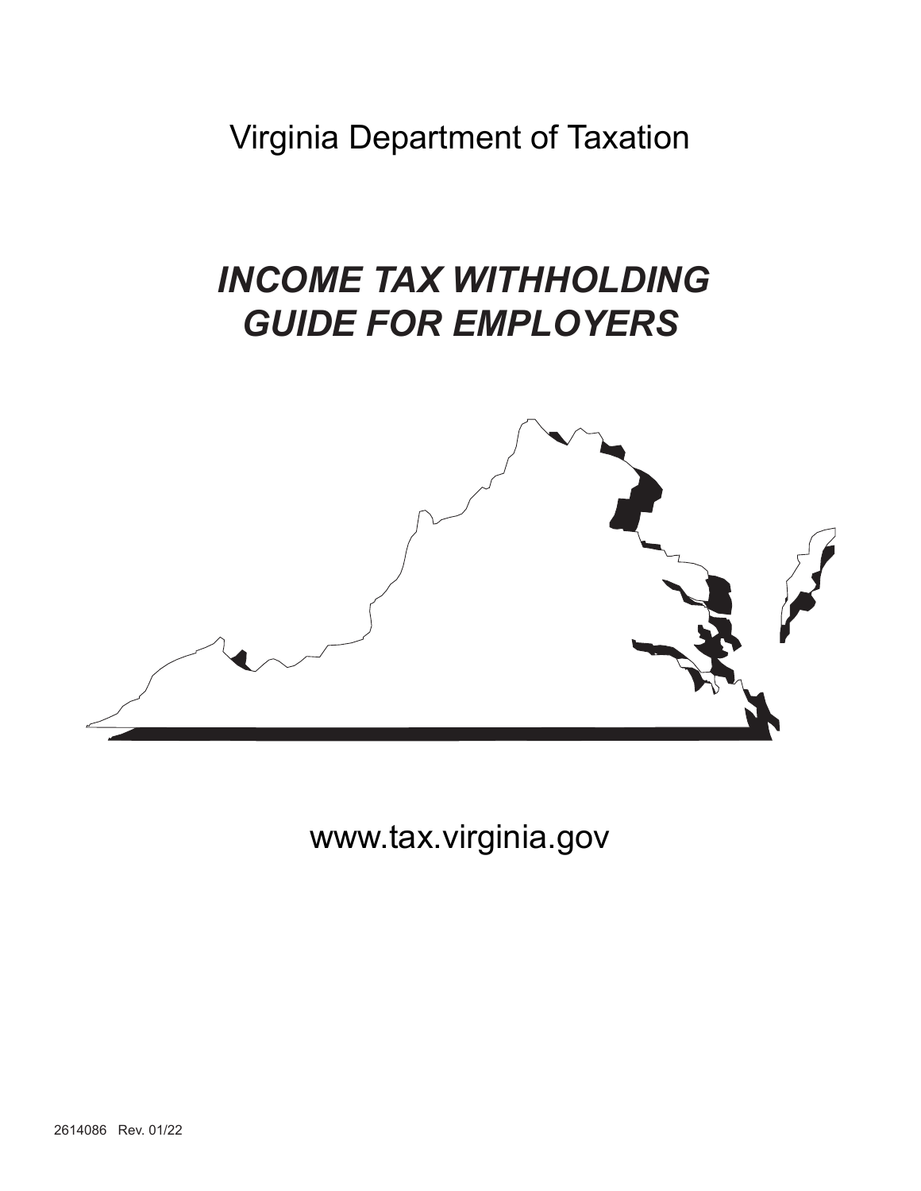Virginia Department of Taxation

# *INCOME TAX WITHHOLDING GUIDE FOR EMPLOYERS*

www.tax.virginia.gov

2614086 Rev. 01/22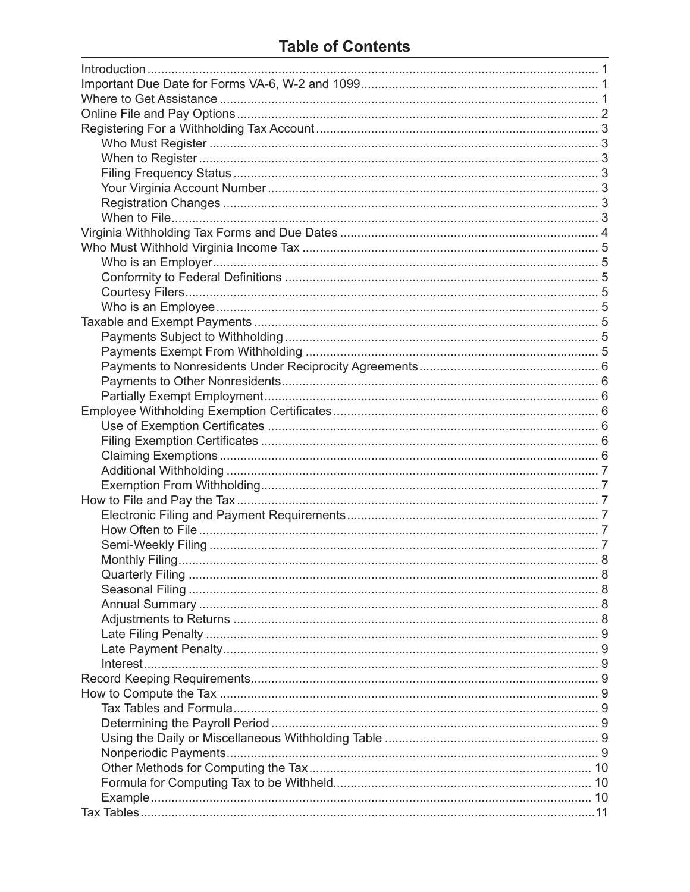# Table of Contents

| | |
|---|---|
| Introduction | 1 |
| Important Due Date for Forms VA-6, W-2 and 1099 | 1 |
| Where to Get Assistance | 1 |
| Online File and Pay Options | 2 |
| Registering For a Withholding Tax Account | 3 |
| Who Must Register | 3 |
| When to Register | 3 |
| Filing Frequency Status | 3 |
| Your Virginia Account Number | 3 |
| Registration Changes | 3 |
| When to File | 3 |
| Virginia Withholding Tax Forms and Due Dates | 4 |
| Who Must Withhold Virginia Income Tax | 5 |
| Who is an Employer | 5 |
| Conformity to Federal Definitions | 5 |
| Courtesy Filers | 5 |
| Who is an Employee | 5 |
| Taxable and Exempt Payments | 5 |
| Payments Subject to Withholding | 5 |
| Payments Exempt From Withholding | 5 |
| Payments to Nonresidents Under Reciprocity Agreements | 6 |
| Payments to Other Nonresidents | 6 |
| Partially Exempt Employment | 6 |
| Employee Withholding Exemption Certificates | 6 |
| Use of Exemption Certificates | 6 |
| Filing Exemption Certificates | 6 |
| Claiming Exemptions | 6 |
| Additional Withholding | 7 |
| Exemption From Withholding | 7 |
| How to File and Pay the Tax | 7 |
| Electronic Filing and Payment Requirements | 7 |
| How Often to File | 7 |
| Semi-Weekly Filing | 7 |
| Monthly Filing | 8 |
| Quarterly Filing | 8 |
| Seasonal Filing | 8 |
| Annual Summary | 8 |
| Adjustments to Returns | 8 |
| Late Filing Penalty | 9 |
| Late Payment Penalty | 9 |
| Interest | 9 |
| Record Keeping Requirements | 9 |
| How to Compute the Tax | 9 |
| Tax Tables and Formula | 9 |
| Determining the Payroll Period | 9 |
| Using the Daily or Miscellaneous Withholding Table | 9 |
| Nonperiodic Payments | 9 |
| Other Methods for Computing the Tax | 10 |
| Formula for Computing Tax to be Withheld | 10 |
| Example | 10 |
| Tax Tables | 11 |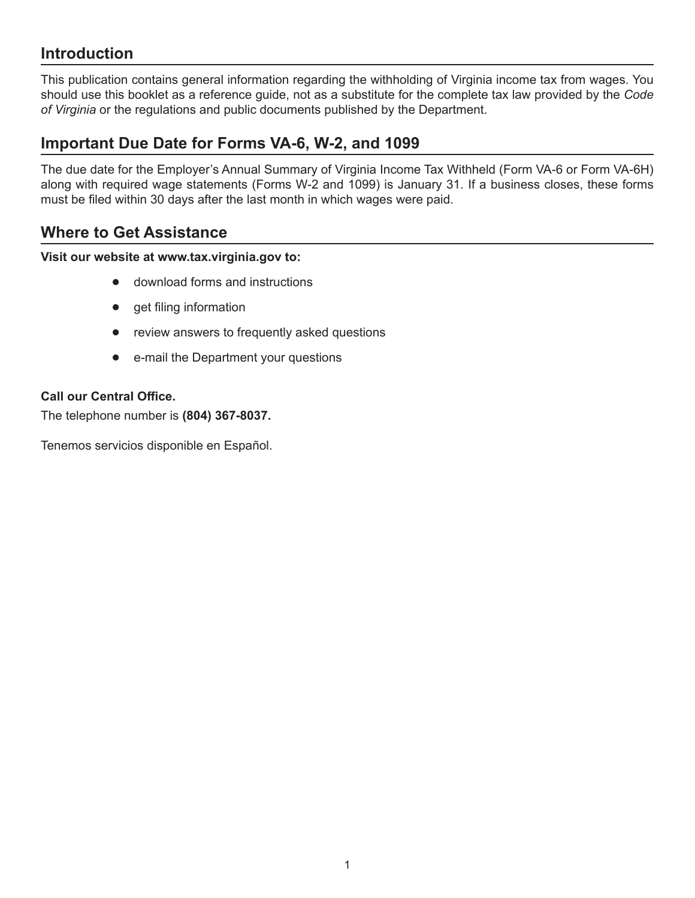## Introduction

This publication contains general information regarding the withholding of Virginia income tax from wages. You should use this booklet as a reference guide, not as a substitute for the complete tax law provided by the *Code of Virginia* or the regulations and public documents published by the Department.

## Important Due Date for Forms VA-6, W-2, and 1099

The due date for the Employer's Annual Summary of Virginia Income Tax Withheld (Form VA-6 or Form VA-6H) along with required wage statements (Forms W-2 and 1099) is January 31. If a business closes, these forms must be filed within 30 days after the last month in which wages were paid.

## Where to Get Assistance

**Visit our website at www.tax.virginia.gov to:**

- download forms and instructions
- get filing information
- review answers to frequently asked questions
- e-mail the Department your questions

**Call our Central Office.**

The telephone number is **(804) 367-8037.**

Tenemos servicios disponible en Español.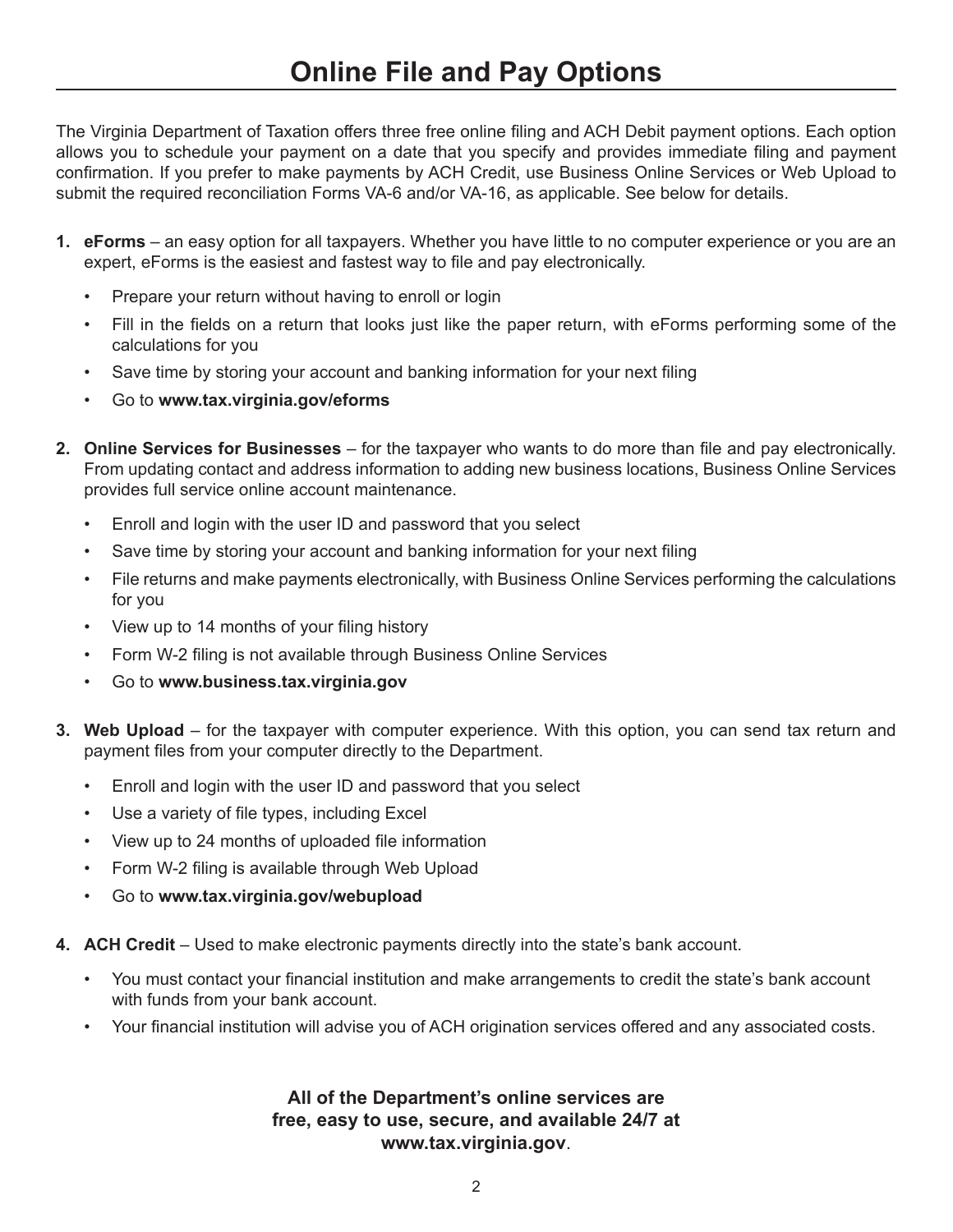# Online File and Pay Options

The Virginia Department of Taxation offers three free online filing and ACH Debit payment options. Each option allows you to schedule your payment on a date that you specify and provides immediate filing and payment confirmation. If you prefer to make payments by ACH Credit, use Business Online Services or Web Upload to submit the required reconciliation Forms VA-6 and/or VA-16, as applicable. See below for details.

1. **eForms** – an easy option for all taxpayers. Whether you have little to no computer experience or you are an expert, eForms is the easiest and fastest way to file and pay electronically.
   - Prepare your return without having to enroll or login
   - Fill in the fields on a return that looks just like the paper return, with eForms performing some of the calculations for you
   - Save time by storing your account and banking information for your next filing
   - Go to **www.tax.virginia.gov/eforms**

2. **Online Services for Businesses** – for the taxpayer who wants to do more than file and pay electronically. From updating contact and address information to adding new business locations, Business Online Services provides full service online account maintenance.
   - Enroll and login with the user ID and password that you select
   - Save time by storing your account and banking information for your next filing
   - File returns and make payments electronically, with Business Online Services performing the calculations for you
   - View up to 14 months of your filing history
   - Form W-2 filing is not available through Business Online Services
   - Go to **www.business.tax.virginia.gov**

3. **Web Upload** – for the taxpayer with computer experience. With this option, you can send tax return and payment files from your computer directly to the Department.
   - Enroll and login with the user ID and password that you select
   - Use a variety of file types, including Excel
   - View up to 24 months of uploaded file information
   - Form W-2 filing is available through Web Upload
   - Go to **www.tax.virginia.gov/webupload**

4. **ACH Credit** – Used to make electronic payments directly into the state's bank account.
   - You must contact your financial institution and make arrangements to credit the state's bank account with funds from your bank account.
   - Your financial institution will advise you of ACH origination services offered and any associated costs.

**All of the Department's online services are free, easy to use, secure, and available 24/7 at www.tax.virginia.gov**.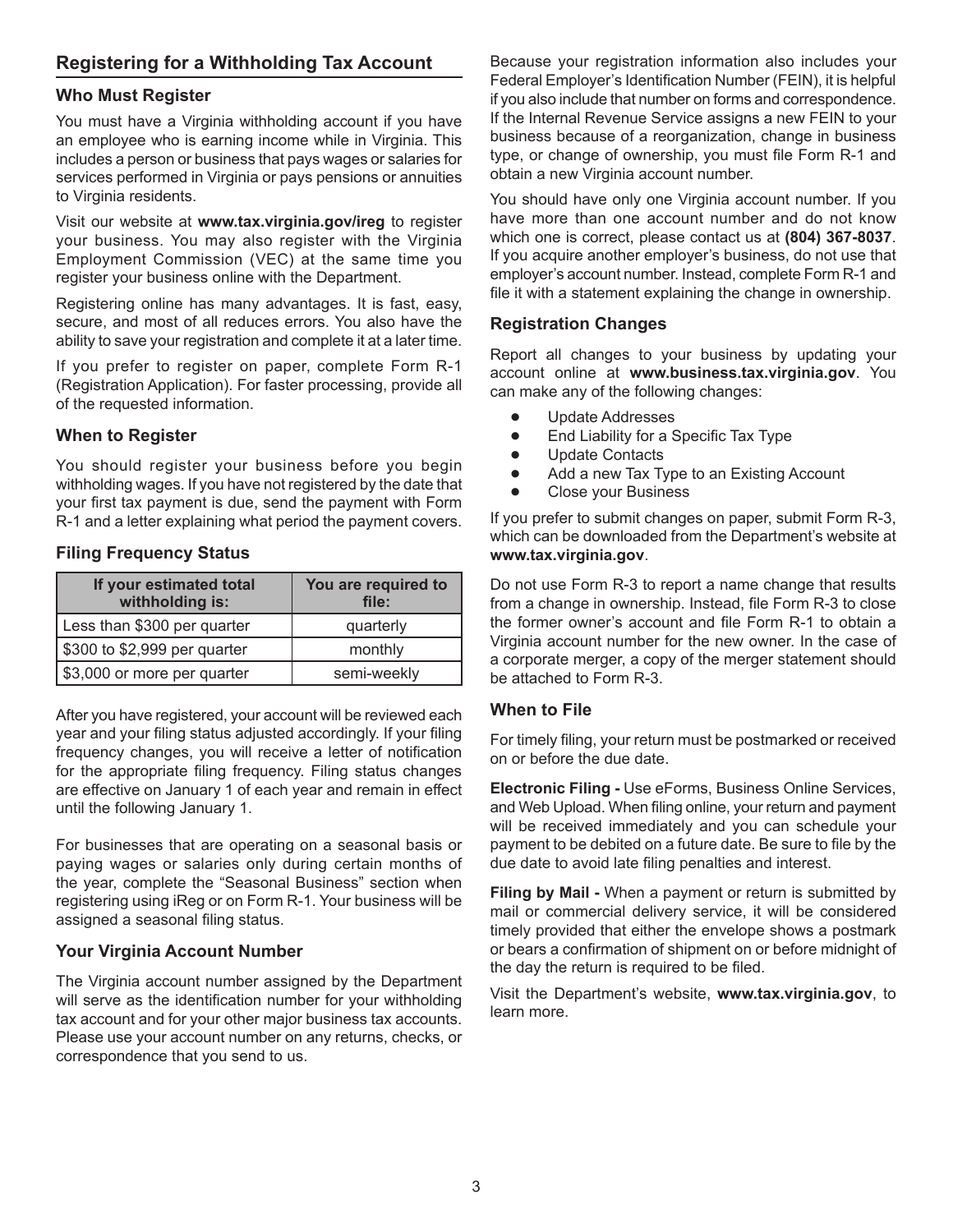## Registering for a Withholding Tax Account

### Who Must Register

You must have a Virginia withholding account if you have an employee who is earning income while in Virginia. This includes a person or business that pays wages or salaries for services performed in Virginia or pays pensions or annuities to Virginia residents.

Visit our website at **www.tax.virginia.gov/ireg** to register your business. You may also register with the Virginia Employment Commission (VEC) at the same time you register your business online with the Department.

Registering online has many advantages. It is fast, easy, secure, and most of all reduces errors. You also have the ability to save your registration and complete it at a later time.

If you prefer to register on paper, complete Form R-1 (Registration Application). For faster processing, provide all of the requested information.

### When to Register

You should register your business before you begin withholding wages. If you have not registered by the date that your first tax payment is due, send the payment with Form R-1 and a letter explaining what period the payment covers.

### Filing Frequency Status

| If your estimated total withholding is: | You are required to file: |
|---|---|
| Less than $300 per quarter | quarterly |
| $300 to $2,999 per quarter | monthly |
| $3,000 or more per quarter | semi-weekly |

After you have registered, your account will be reviewed each year and your filing status adjusted accordingly. If your filing frequency changes, you will receive a letter of notification for the appropriate filing frequency. Filing status changes are effective on January 1 of each year and remain in effect until the following January 1.

For businesses that are operating on a seasonal basis or paying wages or salaries only during certain months of the year, complete the "Seasonal Business" section when registering using iReg or on Form R-1. Your business will be assigned a seasonal filing status.

### Your Virginia Account Number

The Virginia account number assigned by the Department will serve as the identification number for your withholding tax account and for your other major business tax accounts. Please use your account number on any returns, checks, or correspondence that you send to us.

Because your registration information also includes your Federal Employer's Identification Number (FEIN), it is helpful if you also include that number on forms and correspondence. If the Internal Revenue Service assigns a new FEIN to your business because of a reorganization, change in business type, or change of ownership, you must file Form R-1 and obtain a new Virginia account number.

You should have only one Virginia account number. If you have more than one account number and do not know which one is correct, please contact us at **(804) 367-8037**. If you acquire another employer's business, do not use that employer's account number. Instead, complete Form R-1 and file it with a statement explaining the change in ownership.

### Registration Changes

Report all changes to your business by updating your account online at **www.business.tax.virginia.gov**. You can make any of the following changes:

- Update Addresses
- End Liability for a Specific Tax Type
- Update Contacts
- Add a new Tax Type to an Existing Account
- Close your Business

If you prefer to submit changes on paper, submit Form R-3, which can be downloaded from the Department's website at **www.tax.virginia.gov**.

Do not use Form R-3 to report a name change that results from a change in ownership. Instead, file Form R-3 to close the former owner's account and file Form R-1 to obtain a Virginia account number for the new owner. In the case of a corporate merger, a copy of the merger statement should be attached to Form R-3.

### When to File

For timely filing, your return must be postmarked or received on or before the due date.

**Electronic Filing -** Use eForms, Business Online Services, and Web Upload. When filing online, your return and payment will be received immediately and you can schedule your payment to be debited on a future date. Be sure to file by the due date to avoid late filing penalties and interest.

**Filing by Mail -** When a payment or return is submitted by mail or commercial delivery service, it will be considered timely provided that either the envelope shows a postmark or bears a confirmation of shipment on or before midnight of the day the return is required to be filed.

Visit the Department's website, **www.tax.virginia.gov**, to learn more.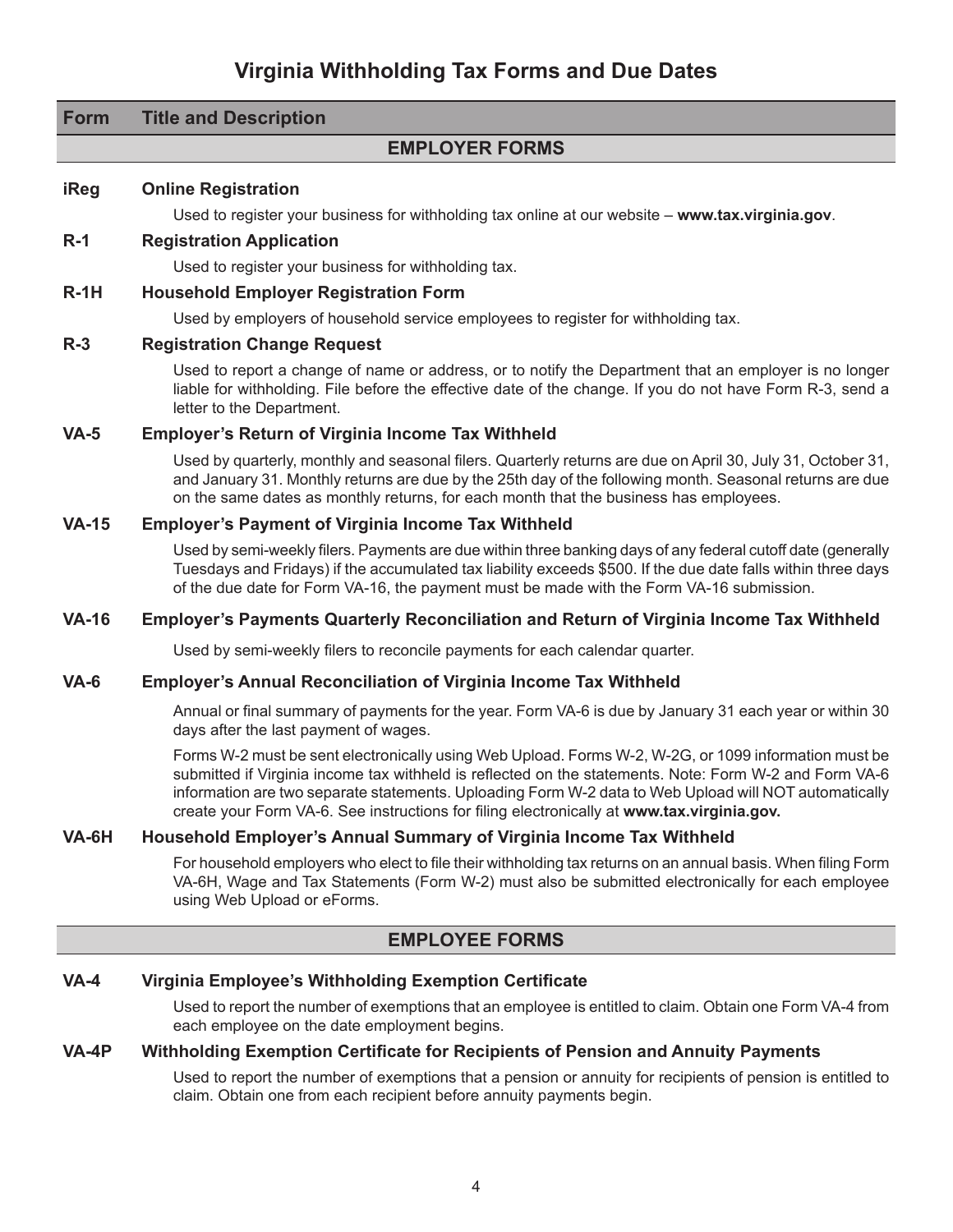# Virginia Withholding Tax Forms and Due Dates

| Form | Title and Description |
|---|---|

## EMPLOYER FORMS

**iReg** **Online Registration**

Used to register your business for withholding tax online at our website – **www.tax.virginia.gov**.

**R-1** **Registration Application**

Used to register your business for withholding tax.

**R-1H** **Household Employer Registration Form**

Used by employers of household service employees to register for withholding tax.

**R-3** **Registration Change Request**

Used to report a change of name or address, or to notify the Department that an employer is no longer liable for withholding. File before the effective date of the change. If you do not have Form R-3, send a letter to the Department.

**VA-5** **Employer's Return of Virginia Income Tax Withheld**

Used by quarterly, monthly and seasonal filers. Quarterly returns are due on April 30, July 31, October 31, and January 31. Monthly returns are due by the 25th day of the following month. Seasonal returns are due on the same dates as monthly returns, for each month that the business has employees.

**VA-15** **Employer's Payment of Virginia Income Tax Withheld**

Used by semi-weekly filers. Payments are due within three banking days of any federal cutoff date (generally Tuesdays and Fridays) if the accumulated tax liability exceeds $500. If the due date falls within three days of the due date for Form VA-16, the payment must be made with the Form VA-16 submission.

**VA-16** **Employer's Payments Quarterly Reconciliation and Return of Virginia Income Tax Withheld**

Used by semi-weekly filers to reconcile payments for each calendar quarter.

**VA-6** **Employer's Annual Reconciliation of Virginia Income Tax Withheld**

Annual or final summary of payments for the year. Form VA-6 is due by January 31 each year or within 30 days after the last payment of wages.

Forms W-2 must be sent electronically using Web Upload. Forms W-2, W-2G, or 1099 information must be submitted if Virginia income tax withheld is reflected on the statements. Note: Form W-2 and Form VA-6 information are two separate statements. Uploading Form W-2 data to Web Upload will NOT automatically create your Form VA-6. See instructions for filing electronically at **www.tax.virginia.gov.**

**VA-6H** **Household Employer's Annual Summary of Virginia Income Tax Withheld**

For household employers who elect to file their withholding tax returns on an annual basis. When filing Form VA-6H, Wage and Tax Statements (Form W-2) must also be submitted electronically for each employee using Web Upload or eForms.

## EMPLOYEE FORMS

**VA-4** **Virginia Employee's Withholding Exemption Certificate**

Used to report the number of exemptions that an employee is entitled to claim. Obtain one Form VA-4 from each employee on the date employment begins.

**VA-4P** **Withholding Exemption Certificate for Recipients of Pension and Annuity Payments**

Used to report the number of exemptions that a pension or annuity for recipients of pension is entitled to claim. Obtain one from each recipient before annuity payments begin.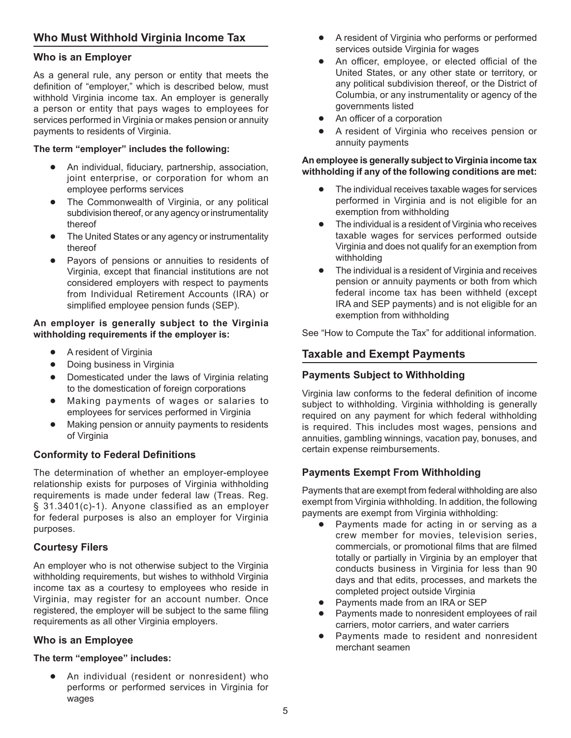## Who Must Withhold Virginia Income Tax

### Who is an Employer

As a general rule, any person or entity that meets the definition of "employer," which is described below, must withhold Virginia income tax. An employer is generally a person or entity that pays wages to employees for services performed in Virginia or makes pension or annuity payments to residents of Virginia.

**The term "employer" includes the following:**

- An individual, fiduciary, partnership, association, joint enterprise, or corporation for whom an employee performs services
- The Commonwealth of Virginia, or any political subdivision thereof, or any agency or instrumentality thereof
- The United States or any agency or instrumentality thereof
- Payors of pensions or annuities to residents of Virginia, except that financial institutions are not considered employers with respect to payments from Individual Retirement Accounts (IRA) or simplified employee pension funds (SEP).

**An employer is generally subject to the Virginia withholding requirements if the employer is:**

- A resident of Virginia
- Doing business in Virginia
- Domesticated under the laws of Virginia relating to the domestication of foreign corporations
- Making payments of wages or salaries to employees for services performed in Virginia
- Making pension or annuity payments to residents of Virginia

### Conformity to Federal Definitions

The determination of whether an employer-employee relationship exists for purposes of Virginia withholding requirements is made under federal law (Treas. Reg. § 31.3401(c)-1). Anyone classified as an employer for federal purposes is also an employer for Virginia purposes.

### Courtesy Filers

An employer who is not otherwise subject to the Virginia withholding requirements, but wishes to withhold Virginia income tax as a courtesy to employees who reside in Virginia, may register for an account number. Once registered, the employer will be subject to the same filing requirements as all other Virginia employers.

### Who is an Employee

**The term "employee" includes:**

- An individual (resident or nonresident) who performs or performed services in Virginia for wages
- A resident of Virginia who performs or performed services outside Virginia for wages
- An officer, employee, or elected official of the United States, or any other state or territory, or any political subdivision thereof, or the District of Columbia, or any instrumentality or agency of the governments listed
- An officer of a corporation
- A resident of Virginia who receives pension or annuity payments

**An employee is generally subject to Virginia income tax withholding if any of the following conditions are met:**

- The individual receives taxable wages for services performed in Virginia and is not eligible for an exemption from withholding
- The individual is a resident of Virginia who receives taxable wages for services performed outside Virginia and does not qualify for an exemption from withholding
- The individual is a resident of Virginia and receives pension or annuity payments or both from which federal income tax has been withheld (except IRA and SEP payments) and is not eligible for an exemption from withholding

See "How to Compute the Tax" for additional information.

## Taxable and Exempt Payments

### Payments Subject to Withholding

Virginia law conforms to the federal definition of income subject to withholding. Virginia withholding is generally required on any payment for which federal withholding is required. This includes most wages, pensions and annuities, gambling winnings, vacation pay, bonuses, and certain expense reimbursements.

### Payments Exempt From Withholding

Payments that are exempt from federal withholding are also exempt from Virginia withholding. In addition, the following payments are exempt from Virginia withholding:

- Payments made for acting in or serving as a crew member for movies, television series, commercials, or promotional films that are filmed totally or partially in Virginia by an employer that conducts business in Virginia for less than 90 days and that edits, processes, and markets the completed project outside Virginia
- Payments made from an IRA or SEP
- Payments made to nonresident employees of rail carriers, motor carriers, and water carriers
- Payments made to resident and nonresident merchant seamen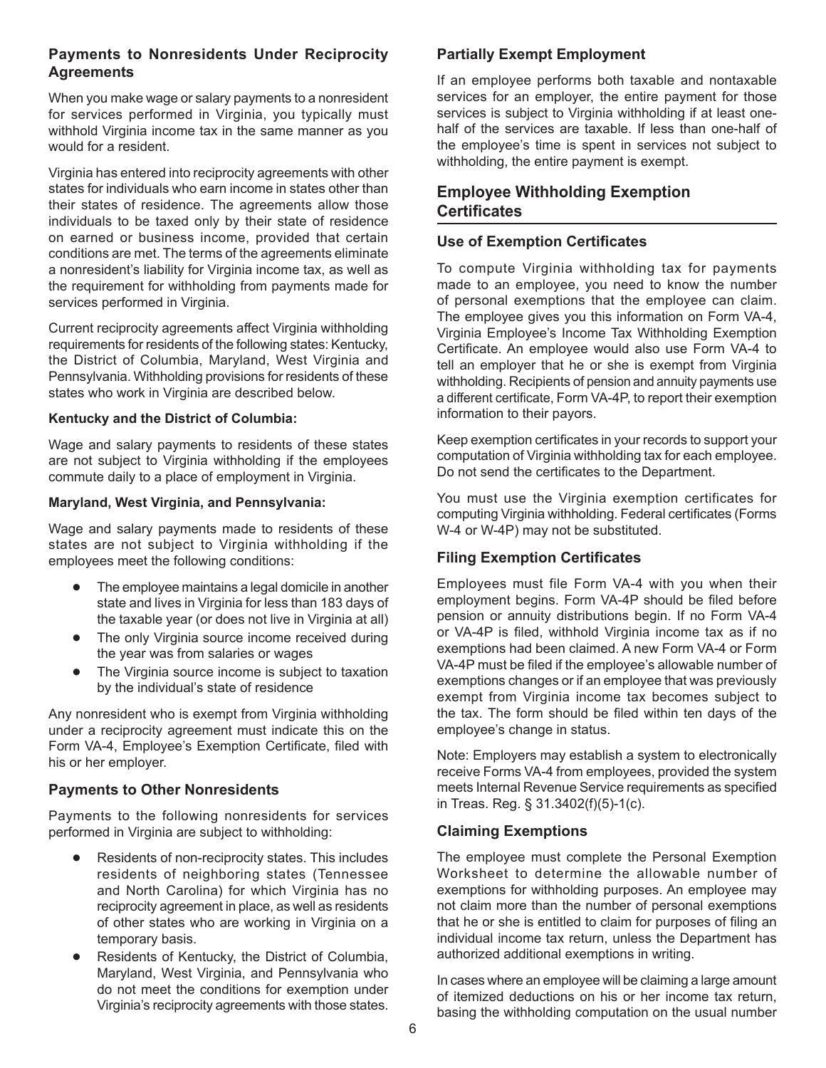### Payments to Nonresidents Under Reciprocity Agreements

When you make wage or salary payments to a nonresident for services performed in Virginia, you typically must withhold Virginia income tax in the same manner as you would for a resident.

Virginia has entered into reciprocity agreements with other states for individuals who earn income in states other than their states of residence. The agreements allow those individuals to be taxed only by their state of residence on earned or business income, provided that certain conditions are met. The terms of the agreements eliminate a nonresident's liability for Virginia income tax, as well as the requirement for withholding from payments made for services performed in Virginia.

Current reciprocity agreements affect Virginia withholding requirements for residents of the following states: Kentucky, the District of Columbia, Maryland, West Virginia and Pennsylvania. Withholding provisions for residents of these states who work in Virginia are described below.

**Kentucky and the District of Columbia:**

Wage and salary payments to residents of these states are not subject to Virginia withholding if the employees commute daily to a place of employment in Virginia.

**Maryland, West Virginia, and Pennsylvania:**

Wage and salary payments made to residents of these states are not subject to Virginia withholding if the employees meet the following conditions:

- The employee maintains a legal domicile in another state and lives in Virginia for less than 183 days of the taxable year (or does not live in Virginia at all)
- The only Virginia source income received during the year was from salaries or wages
- The Virginia source income is subject to taxation by the individual's state of residence

Any nonresident who is exempt from Virginia withholding under a reciprocity agreement must indicate this on the Form VA-4, Employee's Exemption Certificate, filed with his or her employer.

### Payments to Other Nonresidents

Payments to the following nonresidents for services performed in Virginia are subject to withholding:

- Residents of non-reciprocity states. This includes residents of neighboring states (Tennessee and North Carolina) for which Virginia has no reciprocity agreement in place, as well as residents of other states who are working in Virginia on a temporary basis.
- Residents of Kentucky, the District of Columbia, Maryland, West Virginia, and Pennsylvania who do not meet the conditions for exemption under Virginia's reciprocity agreements with those states.

### Partially Exempt Employment

If an employee performs both taxable and nontaxable services for an employer, the entire payment for those services is subject to Virginia withholding if at least one-half of the services are taxable. If less than one-half of the employee's time is spent in services not subject to withholding, the entire payment is exempt.

## Employee Withholding Exemption Certificates

### Use of Exemption Certificates

To compute Virginia withholding tax for payments made to an employee, you need to know the number of personal exemptions that the employee can claim. The employee gives you this information on Form VA-4, Virginia Employee's Income Tax Withholding Exemption Certificate. An employee would also use Form VA-4 to tell an employer that he or she is exempt from Virginia withholding. Recipients of pension and annuity payments use a different certificate, Form VA-4P, to report their exemption information to their payors.

Keep exemption certificates in your records to support your computation of Virginia withholding tax for each employee. Do not send the certificates to the Department.

You must use the Virginia exemption certificates for computing Virginia withholding. Federal certificates (Forms W-4 or W-4P) may not be substituted.

### Filing Exemption Certificates

Employees must file Form VA-4 with you when their employment begins. Form VA-4P should be filed before pension or annuity distributions begin. If no Form VA-4 or VA-4P is filed, withhold Virginia income tax as if no exemptions had been claimed. A new Form VA-4 or Form VA-4P must be filed if the employee's allowable number of exemptions changes or if an employee that was previously exempt from Virginia income tax becomes subject to the tax. The form should be filed within ten days of the employee's change in status.

Note: Employers may establish a system to electronically receive Forms VA-4 from employees, provided the system meets Internal Revenue Service requirements as specified in Treas. Reg. § 31.3402(f)(5)-1(c).

### Claiming Exemptions

The employee must complete the Personal Exemption Worksheet to determine the allowable number of exemptions for withholding purposes. An employee may not claim more than the number of personal exemptions that he or she is entitled to claim for purposes of filing an individual income tax return, unless the Department has authorized additional exemptions in writing.

In cases where an employee will be claiming a large amount of itemized deductions on his or her income tax return, basing the withholding computation on the usual number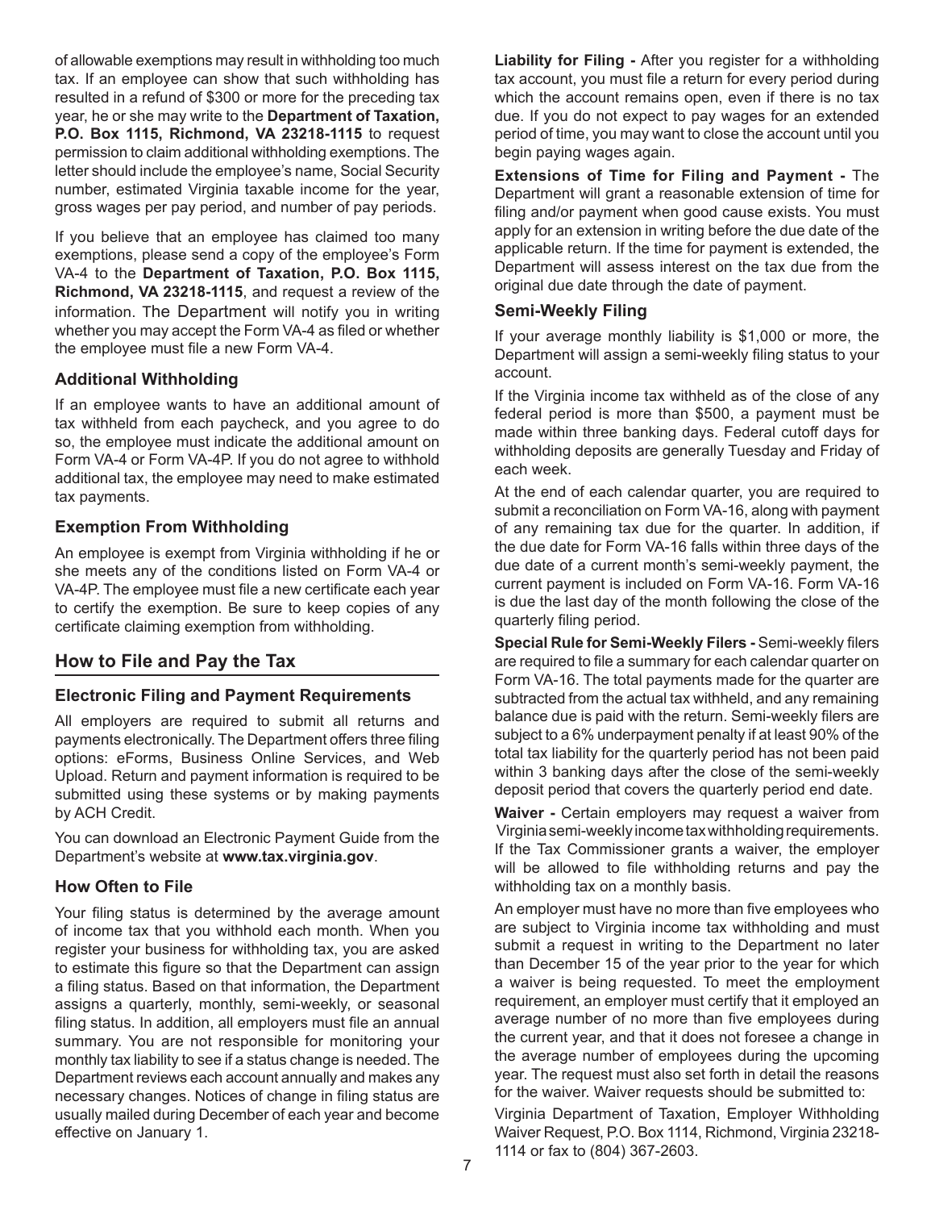of allowable exemptions may result in withholding too much tax. If an employee can show that such withholding has resulted in a refund of $300 or more for the preceding tax year, he or she may write to the **Department of Taxation, P.O. Box 1115, Richmond, VA 23218-1115** to request permission to claim additional withholding exemptions. The letter should include the employee's name, Social Security number, estimated Virginia taxable income for the year, gross wages per pay period, and number of pay periods.

If you believe that an employee has claimed too many exemptions, please send a copy of the employee's Form VA-4 to the **Department of Taxation, P.O. Box 1115, Richmond, VA 23218-1115**, and request a review of the information. The Department will notify you in writing whether you may accept the Form VA-4 as filed or whether the employee must file a new Form VA-4.

### Additional Withholding

If an employee wants to have an additional amount of tax withheld from each paycheck, and you agree to do so, the employee must indicate the additional amount on Form VA-4 or Form VA-4P. If you do not agree to withhold additional tax, the employee may need to make estimated tax payments.

### Exemption From Withholding

An employee is exempt from Virginia withholding if he or she meets any of the conditions listed on Form VA-4 or VA-4P. The employee must file a new certificate each year to certify the exemption. Be sure to keep copies of any certificate claiming exemption from withholding.

## How to File and Pay the Tax

### Electronic Filing and Payment Requirements

All employers are required to submit all returns and payments electronically. The Department offers three filing options: eForms, Business Online Services, and Web Upload. Return and payment information is required to be submitted using these systems or by making payments by ACH Credit.

You can download an Electronic Payment Guide from the Department's website at **www.tax.virginia.gov**.

### How Often to File

Your filing status is determined by the average amount of income tax that you withhold each month. When you register your business for withholding tax, you are asked to estimate this figure so that the Department can assign a filing status. Based on that information, the Department assigns a quarterly, monthly, semi-weekly, or seasonal filing status. In addition, all employers must file an annual summary. You are not responsible for monitoring your monthly tax liability to see if a status change is needed. The Department reviews each account annually and makes any necessary changes. Notices of change in filing status are usually mailed during December of each year and become effective on January 1.

**Liability for Filing -** After you register for a withholding tax account, you must file a return for every period during which the account remains open, even if there is no tax due. If you do not expect to pay wages for an extended period of time, you may want to close the account until you begin paying wages again.

**Extensions of Time for Filing and Payment -** The Department will grant a reasonable extension of time for filing and/or payment when good cause exists. You must apply for an extension in writing before the due date of the applicable return. If the time for payment is extended, the Department will assess interest on the tax due from the original due date through the date of payment.

### Semi-Weekly Filing

If your average monthly liability is $1,000 or more, the Department will assign a semi-weekly filing status to your account.

If the Virginia income tax withheld as of the close of any federal period is more than $500, a payment must be made within three banking days. Federal cutoff days for withholding deposits are generally Tuesday and Friday of each week.

At the end of each calendar quarter, you are required to submit a reconciliation on Form VA-16, along with payment of any remaining tax due for the quarter. In addition, if the due date for Form VA-16 falls within three days of the due date of a current month's semi-weekly payment, the current payment is included on Form VA-16. Form VA-16 is due the last day of the month following the close of the quarterly filing period.

**Special Rule for Semi-Weekly Filers -** Semi-weekly filers are required to file a summary for each calendar quarter on Form VA-16. The total payments made for the quarter are subtracted from the actual tax withheld, and any remaining balance due is paid with the return. Semi-weekly filers are subject to a 6% underpayment penalty if at least 90% of the total tax liability for the quarterly period has not been paid within 3 banking days after the close of the semi-weekly deposit period that covers the quarterly period end date.

**Waiver -** Certain employers may request a waiver from Virginia semi-weekly income tax withholding requirements. If the Tax Commissioner grants a waiver, the employer will be allowed to file withholding returns and pay the withholding tax on a monthly basis.

An employer must have no more than five employees who are subject to Virginia income tax withholding and must submit a request in writing to the Department no later than December 15 of the year prior to the year for which a waiver is being requested. To meet the employment requirement, an employer must certify that it employed an average number of no more than five employees during the current year, and that it does not foresee a change in the average number of employees during the upcoming year. The request must also set forth in detail the reasons for the waiver. Waiver requests should be submitted to:

Virginia Department of Taxation, Employer Withholding Waiver Request, P.O. Box 1114, Richmond, Virginia 23218-1114 or fax to (804) 367-2603.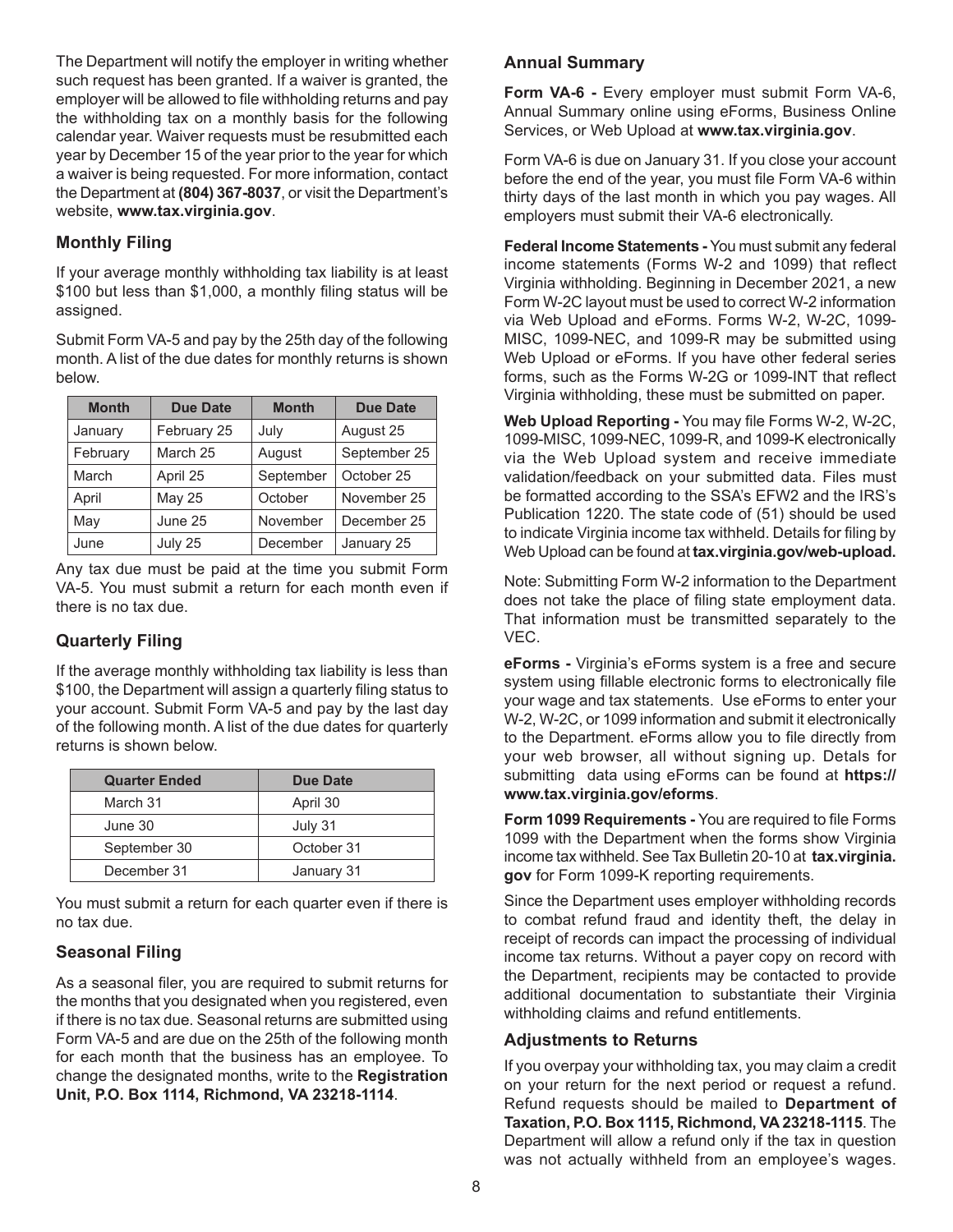The Department will notify the employer in writing whether such request has been granted. If a waiver is granted, the employer will be allowed to file withholding returns and pay the withholding tax on a monthly basis for the following calendar year. Waiver requests must be resubmitted each year by December 15 of the year prior to the year for which a waiver is being requested. For more information, contact the Department at **(804) 367-8037**, or visit the Department's website, **www.tax.virginia.gov**.

### Monthly Filing

If your average monthly withholding tax liability is at least $100 but less than $1,000, a monthly filing status will be assigned.

Submit Form VA-5 and pay by the 25th day of the following month. A list of the due dates for monthly returns is shown below.

| Month | Due Date | Month | Due Date |
|---|---|---|---|
| January | February 25 | July | August 25 |
| February | March 25 | August | September 25 |
| March | April 25 | September | October 25 |
| April | May 25 | October | November 25 |
| May | June 25 | November | December 25 |
| June | July 25 | December | January 25 |

Any tax due must be paid at the time you submit Form VA-5. You must submit a return for each month even if there is no tax due.

### Quarterly Filing

If the average monthly withholding tax liability is less than $100, the Department will assign a quarterly filing status to your account. Submit Form VA-5 and pay by the last day of the following month. A list of the due dates for quarterly returns is shown below.

| Quarter Ended | Due Date |
|---|---|
| March 31 | April 30 |
| June 30 | July 31 |
| September 30 | October 31 |
| December 31 | January 31 |

You must submit a return for each quarter even if there is no tax due.

### Seasonal Filing

As a seasonal filer, you are required to submit returns for the months that you designated when you registered, even if there is no tax due. Seasonal returns are submitted using Form VA-5 and are due on the 25th of the following month for each month that the business has an employee. To change the designated months, write to the **Registration Unit, P.O. Box 1114, Richmond, VA 23218-1114**.

### Annual Summary

**Form VA-6 -** Every employer must submit Form VA-6, Annual Summary online using eForms, Business Online Services, or Web Upload at **www.tax.virginia.gov**.

Form VA-6 is due on January 31. If you close your account before the end of the year, you must file Form VA-6 within thirty days of the last month in which you pay wages. All employers must submit their VA-6 electronically.

**Federal Income Statements -** You must submit any federal income statements (Forms W-2 and 1099) that reflect Virginia withholding. Beginning in December 2021, a new Form W-2C layout must be used to correct W-2 information via Web Upload and eForms. Forms W-2, W-2C, 1099-MISC, 1099-NEC, and 1099-R may be submitted using Web Upload or eForms. If you have other federal series forms, such as the Forms W-2G or 1099-INT that reflect Virginia withholding, these must be submitted on paper.

**Web Upload Reporting -** You may file Forms W-2, W-2C, 1099-MISC, 1099-NEC, 1099-R, and 1099-K electronically via the Web Upload system and receive immediate validation/feedback on your submitted data. Files must be formatted according to the SSA's EFW2 and the IRS's Publication 1220. The state code of (51) should be used to indicate Virginia income tax withheld. Details for filing by Web Upload can be found at **tax.virginia.gov/web-upload.**

Note: Submitting Form W-2 information to the Department does not take the place of filing state employment data. That information must be transmitted separately to the VEC.

**eForms -** Virginia's eForms system is a free and secure system using fillable electronic forms to electronically file your wage and tax statements. Use eForms to enter your W-2, W-2C, or 1099 information and submit it electronically to the Department. eForms allow you to file directly from your web browser, all without signing up. Detals for submitting data using eForms can be found at **https://www.tax.virginia.gov/eforms**.

**Form 1099 Requirements -** You are required to file Forms 1099 with the Department when the forms show Virginia income tax withheld. See Tax Bulletin 20-10 at **tax.virginia.gov** for Form 1099-K reporting requirements.

Since the Department uses employer withholding records to combat refund fraud and identity theft, the delay in receipt of records can impact the processing of individual income tax returns. Without a payer copy on record with the Department, recipients may be contacted to provide additional documentation to substantiate their Virginia withholding claims and refund entitlements.

### Adjustments to Returns

If you overpay your withholding tax, you may claim a credit on your return for the next period or request a refund. Refund requests should be mailed to **Department of Taxation, P.O. Box 1115, Richmond, VA 23218-1115**. The Department will allow a refund only if the tax in question was not actually withheld from an employee's wages.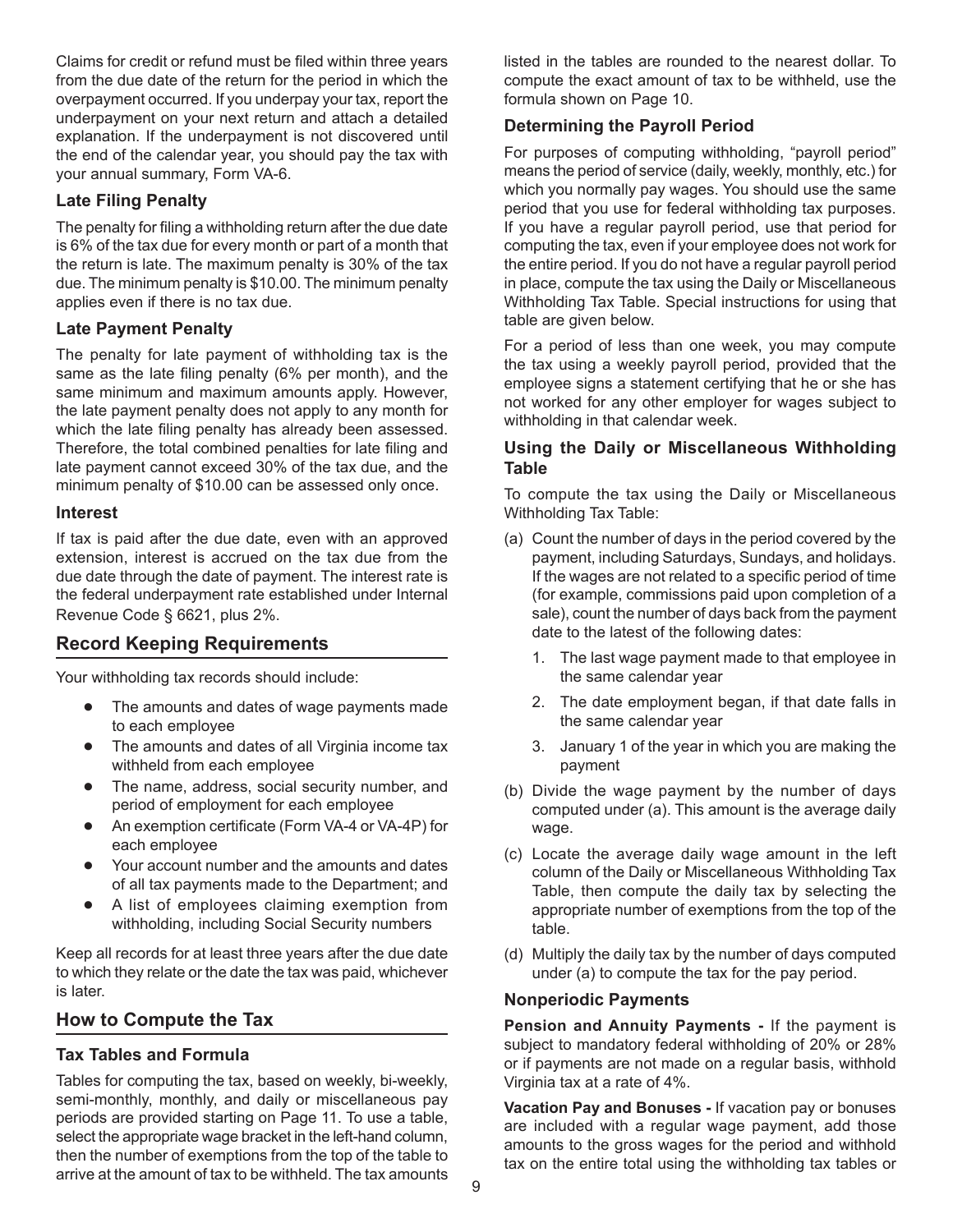Claims for credit or refund must be filed within three years from the due date of the return for the period in which the overpayment occurred. If you underpay your tax, report the underpayment on your next return and attach a detailed explanation. If the underpayment is not discovered until the end of the calendar year, you should pay the tax with your annual summary, Form VA-6.

### Late Filing Penalty

The penalty for filing a withholding return after the due date is 6% of the tax due for every month or part of a month that the return is late. The maximum penalty is 30% of the tax due. The minimum penalty is $10.00. The minimum penalty applies even if there is no tax due.

### Late Payment Penalty

The penalty for late payment of withholding tax is the same as the late filing penalty (6% per month), and the same minimum and maximum amounts apply. However, the late payment penalty does not apply to any month for which the late filing penalty has already been assessed. Therefore, the total combined penalties for late filing and late payment cannot exceed 30% of the tax due, and the minimum penalty of $10.00 can be assessed only once.

### Interest

If tax is paid after the due date, even with an approved extension, interest is accrued on the tax due from the due date through the date of payment. The interest rate is the federal underpayment rate established under Internal Revenue Code § 6621, plus 2%.

## Record Keeping Requirements

Your withholding tax records should include:

- The amounts and dates of wage payments made to each employee
- The amounts and dates of all Virginia income tax withheld from each employee
- The name, address, social security number, and period of employment for each employee
- An exemption certificate (Form VA-4 or VA-4P) for each employee
- Your account number and the amounts and dates of all tax payments made to the Department; and
- A list of employees claiming exemption from withholding, including Social Security numbers

Keep all records for at least three years after the due date to which they relate or the date the tax was paid, whichever is later.

## How to Compute the Tax

### Tax Tables and Formula

Tables for computing the tax, based on weekly, bi-weekly, semi-monthly, monthly, and daily or miscellaneous pay periods are provided starting on Page 11. To use a table, select the appropriate wage bracket in the left-hand column, then the number of exemptions from the top of the table to arrive at the amount of tax to be withheld. The tax amounts listed in the tables are rounded to the nearest dollar. To compute the exact amount of tax to be withheld, use the formula shown on Page 10.

### Determining the Payroll Period

For purposes of computing withholding, "payroll period" means the period of service (daily, weekly, monthly, etc.) for which you normally pay wages. You should use the same period that you use for federal withholding tax purposes. If you have a regular payroll period, use that period for computing the tax, even if your employee does not work for the entire period. If you do not have a regular payroll period in place, compute the tax using the Daily or Miscellaneous Withholding Tax Table. Special instructions for using that table are given below.

For a period of less than one week, you may compute the tax using a weekly payroll period, provided that the employee signs a statement certifying that he or she has not worked for any other employer for wages subject to withholding in that calendar week.

### Using the Daily or Miscellaneous Withholding Table

To compute the tax using the Daily or Miscellaneous Withholding Tax Table:

(a) Count the number of days in the period covered by the payment, including Saturdays, Sundays, and holidays. If the wages are not related to a specific period of time (for example, commissions paid upon completion of a sale), count the number of days back from the payment date to the latest of the following dates:

1. The last wage payment made to that employee in the same calendar year
2. The date employment began, if that date falls in the same calendar year
3. January 1 of the year in which you are making the payment

(b) Divide the wage payment by the number of days computed under (a). This amount is the average daily wage.

(c) Locate the average daily wage amount in the left column of the Daily or Miscellaneous Withholding Tax Table, then compute the daily tax by selecting the appropriate number of exemptions from the top of the table.

(d) Multiply the daily tax by the number of days computed under (a) to compute the tax for the pay period.

### Nonperiodic Payments

**Pension and Annuity Payments -** If the payment is subject to mandatory federal withholding of 20% or 28% or if payments are not made on a regular basis, withhold Virginia tax at a rate of 4%.

**Vacation Pay and Bonuses -** If vacation pay or bonuses are included with a regular wage payment, add those amounts to the gross wages for the period and withhold tax on the entire total using the withholding tax tables or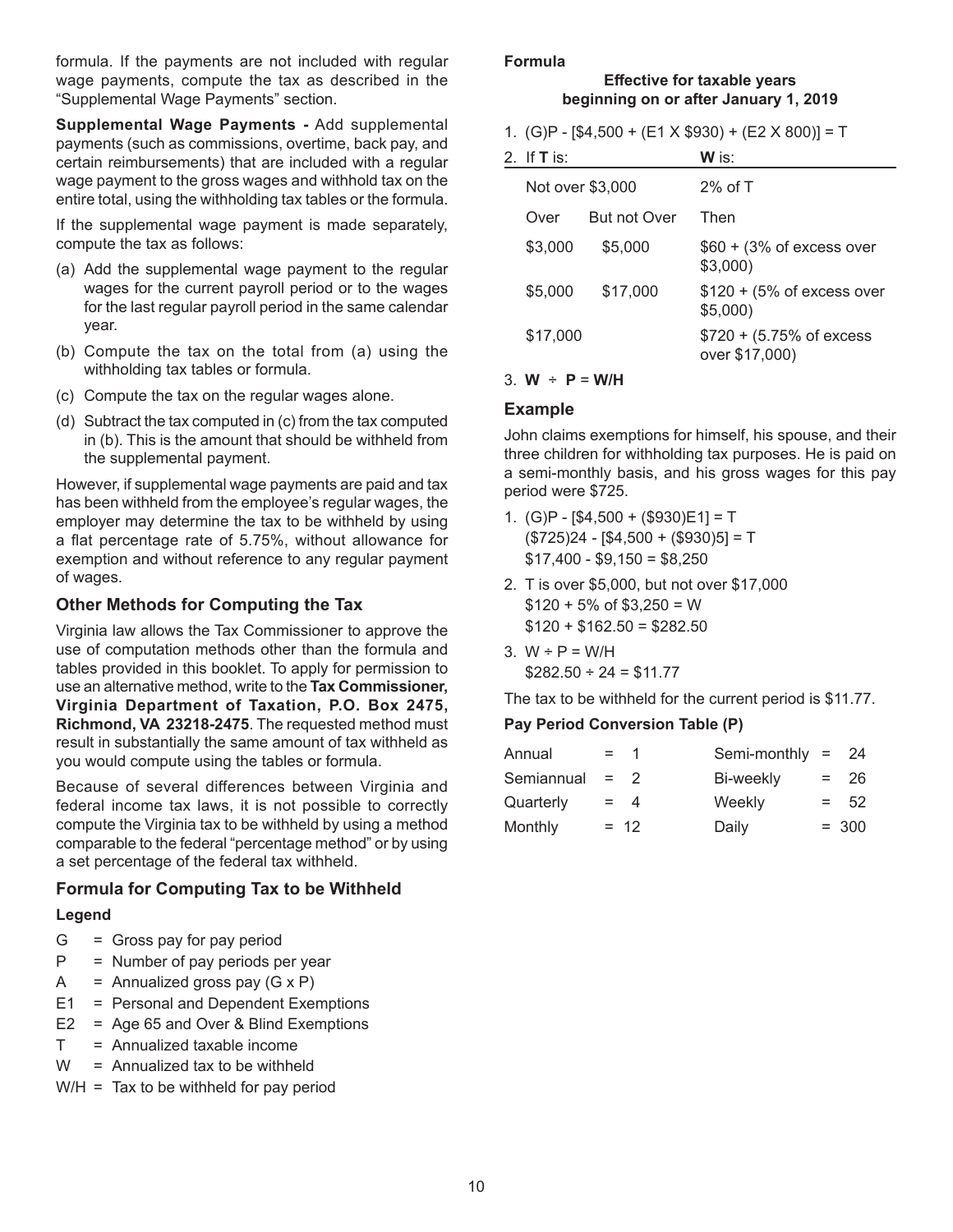formula. If the payments are not included with regular wage payments, compute the tax as described in the "Supplemental Wage Payments" section.

**Supplemental Wage Payments -** Add supplemental payments (such as commissions, overtime, back pay, and certain reimbursements) that are included with a regular wage payment to the gross wages and withhold tax on the entire total, using the withholding tax tables or the formula.

If the supplemental wage payment is made separately, compute the tax as follows:

(a) Add the supplemental wage payment to the regular wages for the current payroll period or to the wages for the last regular payroll period in the same calendar year.

(b) Compute the tax on the total from (a) using the withholding tax tables or formula.

(c) Compute the tax on the regular wages alone.

(d) Subtract the tax computed in (c) from the tax computed in (b). This is the amount that should be withheld from the supplemental payment.

However, if supplemental wage payments are paid and tax has been withheld from the employee's regular wages, the employer may determine the tax to be withheld by using a flat percentage rate of 5.75%, without allowance for exemption and without reference to any regular payment of wages.

## Other Methods for Computing the Tax

Virginia law allows the Tax Commissioner to approve the use of computation methods other than the formula and tables provided in this booklet. To apply for permission to use an alternative method, write to the **Tax Commissioner, Virginia Department of Taxation, P.O. Box 2475, Richmond, VA 23218-2475**. The requested method must result in substantially the same amount of tax withheld as you would compute using the tables or formula.

Because of several differences between Virginia and federal income tax laws, it is not possible to correctly compute the Virginia tax to be withheld by using a method comparable to the federal "percentage method" or by using a set percentage of the federal tax withheld.

## Formula for Computing Tax to be Withheld

### Legend

- G = Gross pay for pay period
- P = Number of pay periods per year
- A = Annualized gross pay (G x P)
- E1 = Personal and Dependent Exemptions
- E2 = Age 65 and Over & Blind Exemptions
- T = Annualized taxable income
- W = Annualized tax to be withheld
- W/H = Tax to be withheld for pay period

### Formula

**Effective for taxable years beginning on or after January 1, 2019**

1. (G)P - [$4,500 + (E1 X $930) + (E2 X 800)] = T

2. If **T** is:

| If **T** is: | | **W** is: |
|---|---|---|
| Not over $3,000 | | 2% of T |
| Over | But not Over | Then |
| $3,000 | $5,000 | $60 + (3% of excess over $3,000) |
| $5,000 | $17,000 | $120 + (5% of excess over $5,000) |
| $17,000 | | $720 + (5.75% of excess over $17,000) |

3. **W** ÷ **P** = **W/H**

## Example

John claims exemptions for himself, his spouse, and their three children for withholding tax purposes. He is paid on a semi-monthly basis, and his gross wages for this pay period were $725.

1. (G)P - [$4,500 + ($930)E1] = T
   ($725)24 - [$4,500 + ($930)5] = T
   $17,400 - $9,150 = $8,250
2. T is over $5,000, but not over $17,000
   $120 + 5% of $3,250 = W
   $120 + $162.50 = $282.50
3. W ÷ P = W/H
   $282.50 ÷ 24 = $11.77

The tax to be withheld for the current period is $11.77.

**Pay Period Conversion Table (P)**

| | | | |
|---|---|---|---|
| Annual | = 1 | Semi-monthly | = 24 |
| Semiannual | = 2 | Bi-weekly | = 26 |
| Quarterly | = 4 | Weekly | = 52 |
| Monthly | = 12 | Daily | = 300 |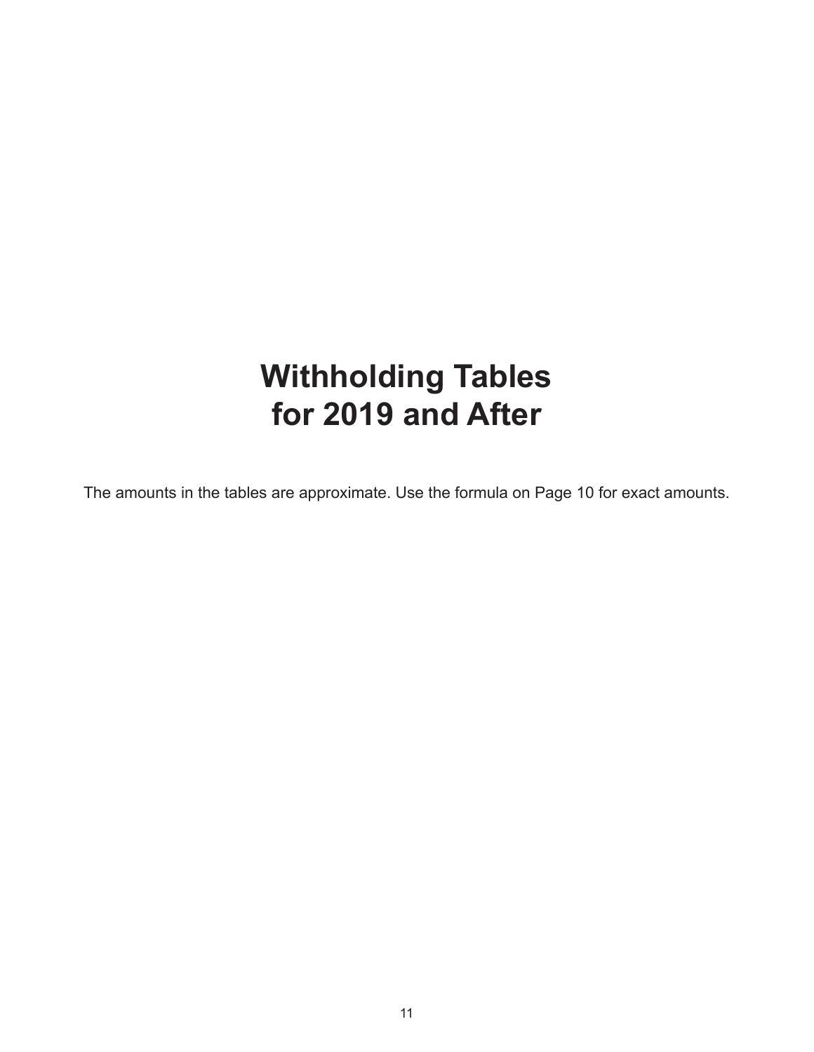# Withholding Tables for 2019 and After

The amounts in the tables are approximate. Use the formula on Page 10 for exact amounts.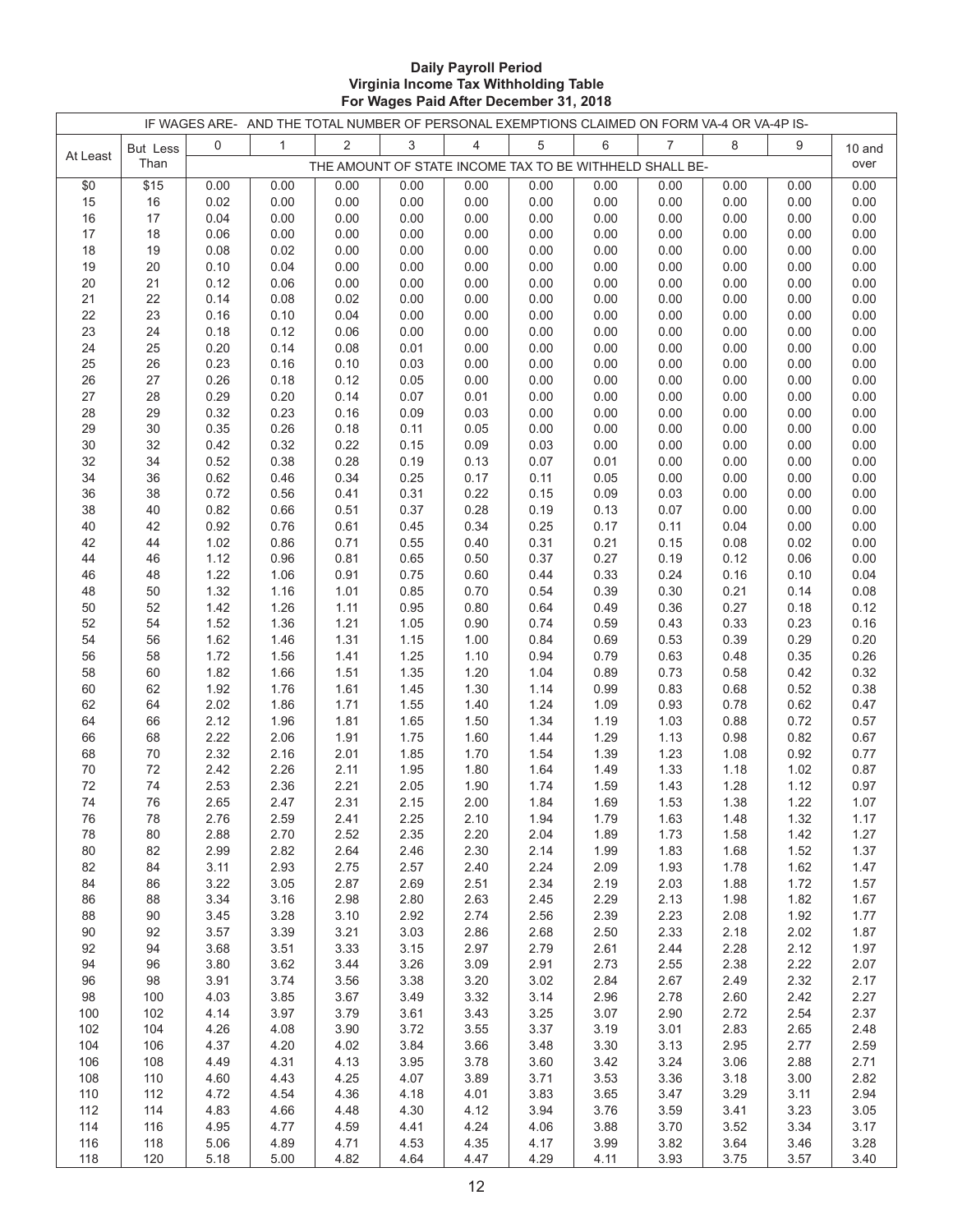**Daily Payroll Period**
**Virginia Income Tax Withholding Table**
**For Wages Paid After December 31, 2018**

| IF WAGES ARE- | | AND THE TOTAL NUMBER OF PERSONAL EXEMPTIONS CLAIMED ON FORM VA-4 OR VA-4P IS- | | | | | | | | | | |
|---|---|---|---|---|---|---|---|---|---|---|---|---|
| At Least | But Less Than | 0 | 1 | 2 | 3 | 4 | 5 | 6 | 7 | 8 | 9 | 10 and over |
| | | THE AMOUNT OF STATE INCOME TAX TO BE WITHHELD SHALL BE- | | | | | | | | | | |
| $0 | $15 | 0.00 | 0.00 | 0.00 | 0.00 | 0.00 | 0.00 | 0.00 | 0.00 | 0.00 | 0.00 | 0.00 |
| 15 | 16 | 0.02 | 0.00 | 0.00 | 0.00 | 0.00 | 0.00 | 0.00 | 0.00 | 0.00 | 0.00 | 0.00 |
| 16 | 17 | 0.04 | 0.00 | 0.00 | 0.00 | 0.00 | 0.00 | 0.00 | 0.00 | 0.00 | 0.00 | 0.00 |
| 17 | 18 | 0.06 | 0.00 | 0.00 | 0.00 | 0.00 | 0.00 | 0.00 | 0.00 | 0.00 | 0.00 | 0.00 |
| 18 | 19 | 0.08 | 0.02 | 0.00 | 0.00 | 0.00 | 0.00 | 0.00 | 0.00 | 0.00 | 0.00 | 0.00 |
| 19 | 20 | 0.10 | 0.04 | 0.00 | 0.00 | 0.00 | 0.00 | 0.00 | 0.00 | 0.00 | 0.00 | 0.00 |
| 20 | 21 | 0.12 | 0.06 | 0.00 | 0.00 | 0.00 | 0.00 | 0.00 | 0.00 | 0.00 | 0.00 | 0.00 |
| 21 | 22 | 0.14 | 0.08 | 0.02 | 0.00 | 0.00 | 0.00 | 0.00 | 0.00 | 0.00 | 0.00 | 0.00 |
| 22 | 23 | 0.16 | 0.10 | 0.04 | 0.00 | 0.00 | 0.00 | 0.00 | 0.00 | 0.00 | 0.00 | 0.00 |
| 23 | 24 | 0.18 | 0.12 | 0.06 | 0.00 | 0.00 | 0.00 | 0.00 | 0.00 | 0.00 | 0.00 | 0.00 |
| 24 | 25 | 0.20 | 0.14 | 0.08 | 0.01 | 0.00 | 0.00 | 0.00 | 0.00 | 0.00 | 0.00 | 0.00 |
| 25 | 26 | 0.23 | 0.16 | 0.10 | 0.03 | 0.00 | 0.00 | 0.00 | 0.00 | 0.00 | 0.00 | 0.00 |
| 26 | 27 | 0.26 | 0.18 | 0.12 | 0.05 | 0.00 | 0.00 | 0.00 | 0.00 | 0.00 | 0.00 | 0.00 |
| 27 | 28 | 0.29 | 0.20 | 0.14 | 0.07 | 0.01 | 0.00 | 0.00 | 0.00 | 0.00 | 0.00 | 0.00 |
| 28 | 29 | 0.32 | 0.23 | 0.16 | 0.09 | 0.03 | 0.00 | 0.00 | 0.00 | 0.00 | 0.00 | 0.00 |
| 29 | 30 | 0.35 | 0.26 | 0.18 | 0.11 | 0.05 | 0.00 | 0.00 | 0.00 | 0.00 | 0.00 | 0.00 |
| 30 | 32 | 0.42 | 0.32 | 0.22 | 0.15 | 0.09 | 0.03 | 0.00 | 0.00 | 0.00 | 0.00 | 0.00 |
| 32 | 34 | 0.52 | 0.38 | 0.28 | 0.19 | 0.13 | 0.07 | 0.01 | 0.00 | 0.00 | 0.00 | 0.00 |
| 34 | 36 | 0.62 | 0.46 | 0.34 | 0.25 | 0.17 | 0.11 | 0.05 | 0.00 | 0.00 | 0.00 | 0.00 |
| 36 | 38 | 0.72 | 0.56 | 0.41 | 0.31 | 0.22 | 0.15 | 0.09 | 0.03 | 0.00 | 0.00 | 0.00 |
| 38 | 40 | 0.82 | 0.66 | 0.51 | 0.37 | 0.28 | 0.19 | 0.13 | 0.07 | 0.00 | 0.00 | 0.00 |
| 40 | 42 | 0.92 | 0.76 | 0.61 | 0.45 | 0.34 | 0.25 | 0.17 | 0.11 | 0.04 | 0.00 | 0.00 |
| 42 | 44 | 1.02 | 0.86 | 0.71 | 0.55 | 0.40 | 0.31 | 0.21 | 0.15 | 0.08 | 0.02 | 0.00 |
| 44 | 46 | 1.12 | 0.96 | 0.81 | 0.65 | 0.50 | 0.37 | 0.27 | 0.19 | 0.12 | 0.06 | 0.00 |
| 46 | 48 | 1.22 | 1.06 | 0.91 | 0.75 | 0.60 | 0.44 | 0.33 | 0.24 | 0.16 | 0.10 | 0.04 |
| 48 | 50 | 1.32 | 1.16 | 1.01 | 0.85 | 0.70 | 0.54 | 0.39 | 0.30 | 0.21 | 0.14 | 0.08 |
| 50 | 52 | 1.42 | 1.26 | 1.11 | 0.95 | 0.80 | 0.64 | 0.49 | 0.36 | 0.27 | 0.18 | 0.12 |
| 52 | 54 | 1.52 | 1.36 | 1.21 | 1.05 | 0.90 | 0.74 | 0.59 | 0.43 | 0.33 | 0.23 | 0.16 |
| 54 | 56 | 1.62 | 1.46 | 1.31 | 1.15 | 1.00 | 0.84 | 0.69 | 0.53 | 0.39 | 0.29 | 0.20 |
| 56 | 58 | 1.72 | 1.56 | 1.41 | 1.25 | 1.10 | 0.94 | 0.79 | 0.63 | 0.48 | 0.35 | 0.26 |
| 58 | 60 | 1.82 | 1.66 | 1.51 | 1.35 | 1.20 | 1.04 | 0.89 | 0.73 | 0.58 | 0.42 | 0.32 |
| 60 | 62 | 1.92 | 1.76 | 1.61 | 1.45 | 1.30 | 1.14 | 0.99 | 0.83 | 0.68 | 0.52 | 0.38 |
| 62 | 64 | 2.02 | 1.86 | 1.71 | 1.55 | 1.40 | 1.24 | 1.09 | 0.93 | 0.78 | 0.62 | 0.47 |
| 64 | 66 | 2.12 | 1.96 | 1.81 | 1.65 | 1.50 | 1.34 | 1.19 | 1.03 | 0.88 | 0.72 | 0.57 |
| 66 | 68 | 2.22 | 2.06 | 1.91 | 1.75 | 1.60 | 1.44 | 1.29 | 1.13 | 0.98 | 0.82 | 0.67 |
| 68 | 70 | 2.32 | 2.16 | 2.01 | 1.85 | 1.70 | 1.54 | 1.39 | 1.23 | 1.08 | 0.92 | 0.77 |
| 70 | 72 | 2.42 | 2.26 | 2.11 | 1.95 | 1.80 | 1.64 | 1.49 | 1.33 | 1.18 | 1.02 | 0.87 |
| 72 | 74 | 2.53 | 2.36 | 2.21 | 2.05 | 1.90 | 1.74 | 1.59 | 1.43 | 1.28 | 1.12 | 0.97 |
| 74 | 76 | 2.65 | 2.47 | 2.31 | 2.15 | 2.00 | 1.84 | 1.69 | 1.53 | 1.38 | 1.22 | 1.07 |
| 76 | 78 | 2.76 | 2.59 | 2.41 | 2.25 | 2.10 | 1.94 | 1.79 | 1.63 | 1.48 | 1.32 | 1.17 |
| 78 | 80 | 2.88 | 2.70 | 2.52 | 2.35 | 2.20 | 2.04 | 1.89 | 1.73 | 1.58 | 1.42 | 1.27 |
| 80 | 82 | 2.99 | 2.82 | 2.64 | 2.46 | 2.30 | 2.14 | 1.99 | 1.83 | 1.68 | 1.52 | 1.37 |
| 82 | 84 | 3.11 | 2.93 | 2.75 | 2.57 | 2.40 | 2.24 | 2.09 | 1.93 | 1.78 | 1.62 | 1.47 |
| 84 | 86 | 3.22 | 3.05 | 2.87 | 2.69 | 2.51 | 2.34 | 2.19 | 2.03 | 1.88 | 1.72 | 1.57 |
| 86 | 88 | 3.34 | 3.16 | 2.98 | 2.80 | 2.63 | 2.45 | 2.29 | 2.13 | 1.98 | 1.82 | 1.67 |
| 88 | 90 | 3.45 | 3.28 | 3.10 | 2.92 | 2.74 | 2.56 | 2.39 | 2.23 | 2.08 | 1.92 | 1.77 |
| 90 | 92 | 3.57 | 3.39 | 3.21 | 3.03 | 2.86 | 2.68 | 2.50 | 2.33 | 2.18 | 2.02 | 1.87 |
| 92 | 94 | 3.68 | 3.51 | 3.33 | 3.15 | 2.97 | 2.79 | 2.61 | 2.44 | 2.28 | 2.12 | 1.97 |
| 94 | 96 | 3.80 | 3.62 | 3.44 | 3.26 | 3.09 | 2.91 | 2.73 | 2.55 | 2.38 | 2.22 | 2.07 |
| 96 | 98 | 3.91 | 3.74 | 3.56 | 3.38 | 3.20 | 3.02 | 2.84 | 2.67 | 2.49 | 2.32 | 2.17 |
| 98 | 100 | 4.03 | 3.85 | 3.67 | 3.49 | 3.32 | 3.14 | 2.96 | 2.78 | 2.60 | 2.42 | 2.27 |
| 100 | 102 | 4.14 | 3.97 | 3.79 | 3.61 | 3.43 | 3.25 | 3.07 | 2.90 | 2.72 | 2.54 | 2.37 |
| 102 | 104 | 4.26 | 4.08 | 3.90 | 3.72 | 3.55 | 3.37 | 3.19 | 3.01 | 2.83 | 2.65 | 2.48 |
| 104 | 106 | 4.37 | 4.20 | 4.02 | 3.84 | 3.66 | 3.48 | 3.30 | 3.13 | 2.95 | 2.77 | 2.59 |
| 106 | 108 | 4.49 | 4.31 | 4.13 | 3.95 | 3.78 | 3.60 | 3.42 | 3.24 | 3.06 | 2.88 | 2.71 |
| 108 | 110 | 4.60 | 4.43 | 4.25 | 4.07 | 3.89 | 3.71 | 3.53 | 3.36 | 3.18 | 3.00 | 2.82 |
| 110 | 112 | 4.72 | 4.54 | 4.36 | 4.18 | 4.01 | 3.83 | 3.65 | 3.47 | 3.29 | 3.11 | 2.94 |
| 112 | 114 | 4.83 | 4.66 | 4.48 | 4.30 | 4.12 | 3.94 | 3.76 | 3.59 | 3.41 | 3.23 | 3.05 |
| 114 | 116 | 4.95 | 4.77 | 4.59 | 4.41 | 4.24 | 4.06 | 3.88 | 3.70 | 3.52 | 3.34 | 3.17 |
| 116 | 118 | 5.06 | 4.89 | 4.71 | 4.53 | 4.35 | 4.17 | 3.99 | 3.82 | 3.64 | 3.46 | 3.28 |
| 118 | 120 | 5.18 | 5.00 | 4.82 | 4.64 | 4.47 | 4.29 | 4.11 | 3.93 | 3.75 | 3.57 | 3.40 |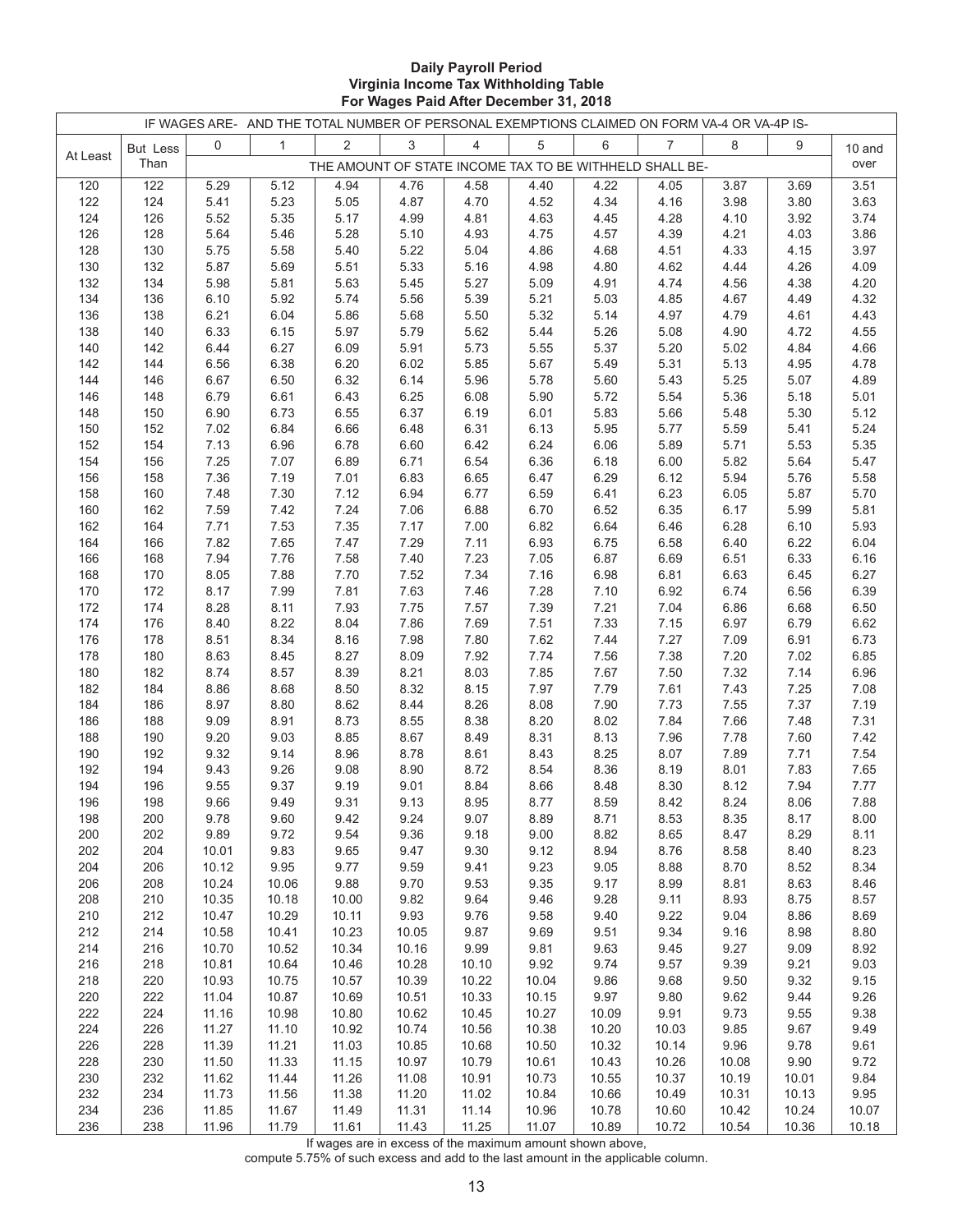**Daily Payroll Period**
**Virginia Income Tax Withholding Table**
**For Wages Paid After December 31, 2018**

| IF WAGES ARE- | | AND THE TOTAL NUMBER OF PERSONAL EXEMPTIONS CLAIMED ON FORM VA-4 OR VA-4P IS- | | | | | | | | | | |
|---|---|---|---|---|---|---|---|---|---|---|---|---|
| At Least | But Less Than | 0 | 1 | 2 | 3 | 4 | 5 | 6 | 7 | 8 | 9 | 10 and over |
| | | THE AMOUNT OF STATE INCOME TAX TO BE WITHHELD SHALL BE- | | | | | | | | | | |
| 120 | 122 | 5.29 | 5.12 | 4.94 | 4.76 | 4.58 | 4.40 | 4.22 | 4.05 | 3.87 | 3.69 | 3.51 |
| 122 | 124 | 5.41 | 5.23 | 5.05 | 4.87 | 4.70 | 4.52 | 4.34 | 4.16 | 3.98 | 3.80 | 3.63 |
| 124 | 126 | 5.52 | 5.35 | 5.17 | 4.99 | 4.81 | 4.63 | 4.45 | 4.28 | 4.10 | 3.92 | 3.74 |
| 126 | 128 | 5.64 | 5.46 | 5.28 | 5.10 | 4.93 | 4.75 | 4.57 | 4.39 | 4.21 | 4.03 | 3.86 |
| 128 | 130 | 5.75 | 5.58 | 5.40 | 5.22 | 5.04 | 4.86 | 4.68 | 4.51 | 4.33 | 4.15 | 3.97 |
| 130 | 132 | 5.87 | 5.69 | 5.51 | 5.33 | 5.16 | 4.98 | 4.80 | 4.62 | 4.44 | 4.26 | 4.09 |
| 132 | 134 | 5.98 | 5.81 | 5.63 | 5.45 | 5.27 | 5.09 | 4.91 | 4.74 | 4.56 | 4.38 | 4.20 |
| 134 | 136 | 6.10 | 5.92 | 5.74 | 5.56 | 5.39 | 5.21 | 5.03 | 4.85 | 4.67 | 4.49 | 4.32 |
| 136 | 138 | 6.21 | 6.04 | 5.86 | 5.68 | 5.50 | 5.32 | 5.14 | 4.97 | 4.79 | 4.61 | 4.43 |
| 138 | 140 | 6.33 | 6.15 | 5.97 | 5.79 | 5.62 | 5.44 | 5.26 | 5.08 | 4.90 | 4.72 | 4.55 |
| 140 | 142 | 6.44 | 6.27 | 6.09 | 5.91 | 5.73 | 5.55 | 5.37 | 5.20 | 5.02 | 4.84 | 4.66 |
| 142 | 144 | 6.56 | 6.38 | 6.20 | 6.02 | 5.85 | 5.67 | 5.49 | 5.31 | 5.13 | 4.95 | 4.78 |
| 144 | 146 | 6.67 | 6.50 | 6.32 | 6.14 | 5.96 | 5.78 | 5.60 | 5.43 | 5.25 | 5.07 | 4.89 |
| 146 | 148 | 6.79 | 6.61 | 6.43 | 6.25 | 6.08 | 5.90 | 5.72 | 5.54 | 5.36 | 5.18 | 5.01 |
| 148 | 150 | 6.90 | 6.73 | 6.55 | 6.37 | 6.19 | 6.01 | 5.83 | 5.66 | 5.48 | 5.30 | 5.12 |
| 150 | 152 | 7.02 | 6.84 | 6.66 | 6.48 | 6.31 | 6.13 | 5.95 | 5.77 | 5.59 | 5.41 | 5.24 |
| 152 | 154 | 7.13 | 6.96 | 6.78 | 6.60 | 6.42 | 6.24 | 6.06 | 5.89 | 5.71 | 5.53 | 5.35 |
| 154 | 156 | 7.25 | 7.07 | 6.89 | 6.71 | 6.54 | 6.36 | 6.18 | 6.00 | 5.82 | 5.64 | 5.47 |
| 156 | 158 | 7.36 | 7.19 | 7.01 | 6.83 | 6.65 | 6.47 | 6.29 | 6.12 | 5.94 | 5.76 | 5.58 |
| 158 | 160 | 7.48 | 7.30 | 7.12 | 6.94 | 6.77 | 6.59 | 6.41 | 6.23 | 6.05 | 5.87 | 5.70 |
| 160 | 162 | 7.59 | 7.42 | 7.24 | 7.06 | 6.88 | 6.70 | 6.52 | 6.35 | 6.17 | 5.99 | 5.81 |
| 162 | 164 | 7.71 | 7.53 | 7.35 | 7.17 | 7.00 | 6.82 | 6.64 | 6.46 | 6.28 | 6.10 | 5.93 |
| 164 | 166 | 7.82 | 7.65 | 7.47 | 7.29 | 7.11 | 6.93 | 6.75 | 6.58 | 6.40 | 6.22 | 6.04 |
| 166 | 168 | 7.94 | 7.76 | 7.58 | 7.40 | 7.23 | 7.05 | 6.87 | 6.69 | 6.51 | 6.33 | 6.16 |
| 168 | 170 | 8.05 | 7.88 | 7.70 | 7.52 | 7.34 | 7.16 | 6.98 | 6.81 | 6.63 | 6.45 | 6.27 |
| 170 | 172 | 8.17 | 7.99 | 7.81 | 7.63 | 7.46 | 7.28 | 7.10 | 6.92 | 6.74 | 6.56 | 6.39 |
| 172 | 174 | 8.28 | 8.11 | 7.93 | 7.75 | 7.57 | 7.39 | 7.21 | 7.04 | 6.86 | 6.68 | 6.50 |
| 174 | 176 | 8.40 | 8.22 | 8.04 | 7.86 | 7.69 | 7.51 | 7.33 | 7.15 | 6.97 | 6.79 | 6.62 |
| 176 | 178 | 8.51 | 8.34 | 8.16 | 7.98 | 7.80 | 7.62 | 7.44 | 7.27 | 7.09 | 6.91 | 6.73 |
| 178 | 180 | 8.63 | 8.45 | 8.27 | 8.09 | 7.92 | 7.74 | 7.56 | 7.38 | 7.20 | 7.02 | 6.85 |
| 180 | 182 | 8.74 | 8.57 | 8.39 | 8.21 | 8.03 | 7.85 | 7.67 | 7.50 | 7.32 | 7.14 | 6.96 |
| 182 | 184 | 8.86 | 8.68 | 8.50 | 8.32 | 8.15 | 7.97 | 7.79 | 7.61 | 7.43 | 7.25 | 7.08 |
| 184 | 186 | 8.97 | 8.80 | 8.62 | 8.44 | 8.26 | 8.08 | 7.90 | 7.73 | 7.55 | 7.37 | 7.19 |
| 186 | 188 | 9.09 | 8.91 | 8.73 | 8.55 | 8.38 | 8.20 | 8.02 | 7.84 | 7.66 | 7.48 | 7.31 |
| 188 | 190 | 9.20 | 9.03 | 8.85 | 8.67 | 8.49 | 8.31 | 8.13 | 7.96 | 7.78 | 7.60 | 7.42 |
| 190 | 192 | 9.32 | 9.14 | 8.96 | 8.78 | 8.61 | 8.43 | 8.25 | 8.07 | 7.89 | 7.71 | 7.54 |
| 192 | 194 | 9.43 | 9.26 | 9.08 | 8.90 | 8.72 | 8.54 | 8.36 | 8.19 | 8.01 | 7.83 | 7.65 |
| 194 | 196 | 9.55 | 9.37 | 9.19 | 9.01 | 8.84 | 8.66 | 8.48 | 8.30 | 8.12 | 7.94 | 7.77 |
| 196 | 198 | 9.66 | 9.49 | 9.31 | 9.13 | 8.95 | 8.77 | 8.59 | 8.42 | 8.24 | 8.06 | 7.88 |
| 198 | 200 | 9.78 | 9.60 | 9.42 | 9.24 | 9.07 | 8.89 | 8.71 | 8.53 | 8.35 | 8.17 | 8.00 |
| 200 | 202 | 9.89 | 9.72 | 9.54 | 9.36 | 9.18 | 9.00 | 8.82 | 8.65 | 8.47 | 8.29 | 8.11 |
| 202 | 204 | 10.01 | 9.83 | 9.65 | 9.47 | 9.30 | 9.12 | 8.94 | 8.76 | 8.58 | 8.40 | 8.23 |
| 204 | 206 | 10.12 | 9.95 | 9.77 | 9.59 | 9.41 | 9.23 | 9.05 | 8.88 | 8.70 | 8.52 | 8.34 |
| 206 | 208 | 10.24 | 10.06 | 9.88 | 9.70 | 9.53 | 9.35 | 9.17 | 8.99 | 8.81 | 8.63 | 8.46 |
| 208 | 210 | 10.35 | 10.18 | 10.00 | 9.82 | 9.64 | 9.46 | 9.28 | 9.11 | 8.93 | 8.75 | 8.57 |
| 210 | 212 | 10.47 | 10.29 | 10.11 | 9.93 | 9.76 | 9.58 | 9.40 | 9.22 | 9.04 | 8.86 | 8.69 |
| 212 | 214 | 10.58 | 10.41 | 10.23 | 10.05 | 9.87 | 9.69 | 9.51 | 9.34 | 9.16 | 8.98 | 8.80 |
| 214 | 216 | 10.70 | 10.52 | 10.34 | 10.16 | 9.99 | 9.81 | 9.63 | 9.45 | 9.27 | 9.09 | 8.92 |
| 216 | 218 | 10.81 | 10.64 | 10.46 | 10.28 | 10.10 | 9.92 | 9.74 | 9.57 | 9.39 | 9.21 | 9.03 |
| 218 | 220 | 10.93 | 10.75 | 10.57 | 10.39 | 10.22 | 10.04 | 9.86 | 9.68 | 9.50 | 9.32 | 9.15 |
| 220 | 222 | 11.04 | 10.87 | 10.69 | 10.51 | 10.33 | 10.15 | 9.97 | 9.80 | 9.62 | 9.44 | 9.26 |
| 222 | 224 | 11.16 | 10.98 | 10.80 | 10.62 | 10.45 | 10.27 | 10.09 | 9.91 | 9.73 | 9.55 | 9.38 |
| 224 | 226 | 11.27 | 11.10 | 10.92 | 10.74 | 10.56 | 10.38 | 10.20 | 10.03 | 9.85 | 9.67 | 9.49 |
| 226 | 228 | 11.39 | 11.21 | 11.03 | 10.85 | 10.68 | 10.50 | 10.32 | 10.14 | 9.96 | 9.78 | 9.61 |
| 228 | 230 | 11.50 | 11.33 | 11.15 | 10.97 | 10.79 | 10.61 | 10.43 | 10.26 | 10.08 | 9.90 | 9.72 |
| 230 | 232 | 11.62 | 11.44 | 11.26 | 11.08 | 10.91 | 10.73 | 10.55 | 10.37 | 10.19 | 10.01 | 9.84 |
| 232 | 234 | 11.73 | 11.56 | 11.38 | 11.20 | 11.02 | 10.84 | 10.66 | 10.49 | 10.31 | 10.13 | 9.95 |
| 234 | 236 | 11.85 | 11.67 | 11.49 | 11.31 | 11.14 | 10.96 | 10.78 | 10.60 | 10.42 | 10.24 | 10.07 |
| 236 | 238 | 11.96 | 11.79 | 11.61 | 11.43 | 11.25 | 11.07 | 10.89 | 10.72 | 10.54 | 10.36 | 10.18 |

If wages are in excess of the maximum amount shown above,
compute 5.75% of such excess and add to the last amount in the applicable column.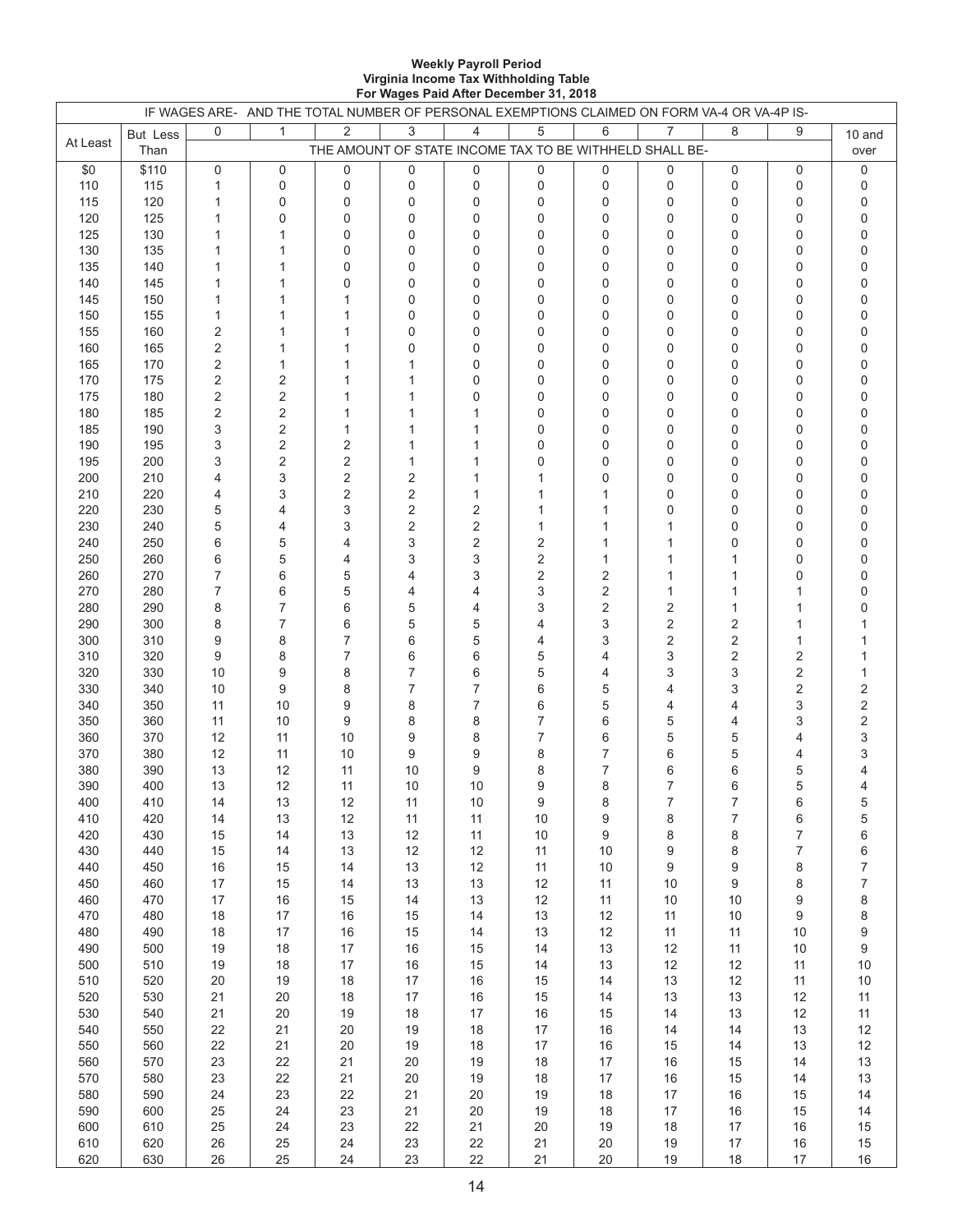**Weekly Payroll Period**
**Virginia Income Tax Withholding Table**
**For Wages Paid After December 31, 2018**

| IF WAGES ARE- | | AND THE TOTAL NUMBER OF PERSONAL EXEMPTIONS CLAIMED ON FORM VA-4 OR VA-4P IS- | | | | | | | | | | |
|---|---|---|---|---|---|---|---|---|---|---|---|---|
| At Least | But Less Than | 0 | 1 | 2 | 3 | 4 | 5 | 6 | 7 | 8 | 9 | 10 and over |
| | | THE AMOUNT OF STATE INCOME TAX TO BE WITHHELD SHALL BE- | | | | | | | | | | |
| $0 | $110 | 0 | 0 | 0 | 0 | 0 | 0 | 0 | 0 | 0 | 0 | 0 |
| 110 | 115 | 1 | 0 | 0 | 0 | 0 | 0 | 0 | 0 | 0 | 0 | 0 |
| 115 | 120 | 1 | 0 | 0 | 0 | 0 | 0 | 0 | 0 | 0 | 0 | 0 |
| 120 | 125 | 1 | 0 | 0 | 0 | 0 | 0 | 0 | 0 | 0 | 0 | 0 |
| 125 | 130 | 1 | 1 | 0 | 0 | 0 | 0 | 0 | 0 | 0 | 0 | 0 |
| 130 | 135 | 1 | 1 | 0 | 0 | 0 | 0 | 0 | 0 | 0 | 0 | 0 |
| 135 | 140 | 1 | 1 | 0 | 0 | 0 | 0 | 0 | 0 | 0 | 0 | 0 |
| 140 | 145 | 1 | 1 | 0 | 0 | 0 | 0 | 0 | 0 | 0 | 0 | 0 |
| 145 | 150 | 1 | 1 | 1 | 0 | 0 | 0 | 0 | 0 | 0 | 0 | 0 |
| 150 | 155 | 1 | 1 | 1 | 0 | 0 | 0 | 0 | 0 | 0 | 0 | 0 |
| 155 | 160 | 2 | 1 | 1 | 0 | 0 | 0 | 0 | 0 | 0 | 0 | 0 |
| 160 | 165 | 2 | 1 | 1 | 0 | 0 | 0 | 0 | 0 | 0 | 0 | 0 |
| 165 | 170 | 2 | 1 | 1 | 1 | 0 | 0 | 0 | 0 | 0 | 0 | 0 |
| 170 | 175 | 2 | 2 | 1 | 1 | 0 | 0 | 0 | 0 | 0 | 0 | 0 |
| 175 | 180 | 2 | 2 | 1 | 1 | 0 | 0 | 0 | 0 | 0 | 0 | 0 |
| 180 | 185 | 2 | 2 | 1 | 1 | 1 | 0 | 0 | 0 | 0 | 0 | 0 |
| 185 | 190 | 3 | 2 | 1 | 1 | 1 | 0 | 0 | 0 | 0 | 0 | 0 |
| 190 | 195 | 3 | 2 | 2 | 1 | 1 | 0 | 0 | 0 | 0 | 0 | 0 |
| 195 | 200 | 3 | 2 | 2 | 1 | 1 | 0 | 0 | 0 | 0 | 0 | 0 |
| 200 | 210 | 4 | 3 | 2 | 2 | 1 | 1 | 0 | 0 | 0 | 0 | 0 |
| 210 | 220 | 4 | 3 | 2 | 2 | 1 | 1 | 1 | 0 | 0 | 0 | 0 |
| 220 | 230 | 5 | 4 | 3 | 2 | 2 | 1 | 1 | 0 | 0 | 0 | 0 |
| 230 | 240 | 5 | 4 | 3 | 2 | 2 | 1 | 1 | 1 | 0 | 0 | 0 |
| 240 | 250 | 6 | 5 | 4 | 3 | 2 | 2 | 1 | 1 | 0 | 0 | 0 |
| 250 | 260 | 6 | 5 | 4 | 3 | 3 | 2 | 1 | 1 | 1 | 0 | 0 |
| 260 | 270 | 7 | 6 | 5 | 4 | 3 | 2 | 2 | 1 | 1 | 0 | 0 |
| 270 | 280 | 7 | 6 | 5 | 4 | 4 | 3 | 2 | 1 | 1 | 1 | 0 |
| 280 | 290 | 8 | 7 | 6 | 5 | 4 | 3 | 2 | 2 | 1 | 1 | 0 |
| 290 | 300 | 8 | 7 | 6 | 5 | 5 | 4 | 3 | 2 | 2 | 1 | 1 |
| 300 | 310 | 9 | 8 | 7 | 6 | 5 | 4 | 3 | 2 | 2 | 1 | 1 |
| 310 | 320 | 9 | 8 | 7 | 6 | 6 | 5 | 4 | 3 | 2 | 2 | 1 |
| 320 | 330 | 10 | 9 | 8 | 7 | 6 | 5 | 4 | 3 | 3 | 2 | 1 |
| 330 | 340 | 10 | 9 | 8 | 7 | 7 | 6 | 5 | 4 | 3 | 2 | 2 |
| 340 | 350 | 11 | 10 | 9 | 8 | 7 | 6 | 5 | 4 | 4 | 3 | 2 |
| 350 | 360 | 11 | 10 | 9 | 8 | 8 | 7 | 6 | 5 | 4 | 3 | 2 |
| 360 | 370 | 12 | 11 | 10 | 9 | 8 | 7 | 6 | 5 | 5 | 4 | 3 |
| 370 | 380 | 12 | 11 | 10 | 9 | 9 | 8 | 7 | 6 | 5 | 4 | 3 |
| 380 | 390 | 13 | 12 | 11 | 10 | 9 | 8 | 7 | 6 | 6 | 5 | 4 |
| 390 | 400 | 13 | 12 | 11 | 10 | 10 | 9 | 8 | 7 | 6 | 5 | 4 |
| 400 | 410 | 14 | 13 | 12 | 11 | 10 | 9 | 8 | 7 | 7 | 6 | 5 |
| 410 | 420 | 14 | 13 | 12 | 11 | 11 | 10 | 9 | 8 | 7 | 6 | 5 |
| 420 | 430 | 15 | 14 | 13 | 12 | 11 | 10 | 9 | 8 | 8 | 7 | 6 |
| 430 | 440 | 15 | 14 | 13 | 12 | 12 | 11 | 10 | 9 | 8 | 7 | 6 |
| 440 | 450 | 16 | 15 | 14 | 13 | 12 | 11 | 10 | 9 | 9 | 8 | 7 |
| 450 | 460 | 17 | 15 | 14 | 13 | 13 | 12 | 11 | 10 | 9 | 8 | 7 |
| 460 | 470 | 17 | 16 | 15 | 14 | 13 | 12 | 11 | 10 | 10 | 9 | 8 |
| 470 | 480 | 18 | 17 | 16 | 15 | 14 | 13 | 12 | 11 | 10 | 9 | 8 |
| 480 | 490 | 18 | 17 | 16 | 15 | 14 | 13 | 12 | 11 | 11 | 10 | 9 |
| 490 | 500 | 19 | 18 | 17 | 16 | 15 | 14 | 13 | 12 | 11 | 10 | 9 |
| 500 | 510 | 19 | 18 | 17 | 16 | 15 | 14 | 13 | 12 | 12 | 11 | 10 |
| 510 | 520 | 20 | 19 | 18 | 17 | 16 | 15 | 14 | 13 | 12 | 11 | 10 |
| 520 | 530 | 21 | 20 | 18 | 17 | 16 | 15 | 14 | 13 | 13 | 12 | 11 |
| 530 | 540 | 21 | 20 | 19 | 18 | 17 | 16 | 15 | 14 | 13 | 12 | 11 |
| 540 | 550 | 22 | 21 | 20 | 19 | 18 | 17 | 16 | 14 | 14 | 13 | 12 |
| 550 | 560 | 22 | 21 | 20 | 19 | 18 | 17 | 16 | 15 | 14 | 13 | 12 |
| 560 | 570 | 23 | 22 | 21 | 20 | 19 | 18 | 17 | 16 | 15 | 14 | 13 |
| 570 | 580 | 23 | 22 | 21 | 20 | 19 | 18 | 17 | 16 | 15 | 14 | 13 |
| 580 | 590 | 24 | 23 | 22 | 21 | 20 | 19 | 18 | 17 | 16 | 15 | 14 |
| 590 | 600 | 25 | 24 | 23 | 21 | 20 | 19 | 18 | 17 | 16 | 15 | 14 |
| 600 | 610 | 25 | 24 | 23 | 22 | 21 | 20 | 19 | 18 | 17 | 16 | 15 |
| 610 | 620 | 26 | 25 | 24 | 23 | 22 | 21 | 20 | 19 | 17 | 16 | 15 |
| 620 | 630 | 26 | 25 | 24 | 23 | 22 | 21 | 20 | 19 | 18 | 17 | 16 |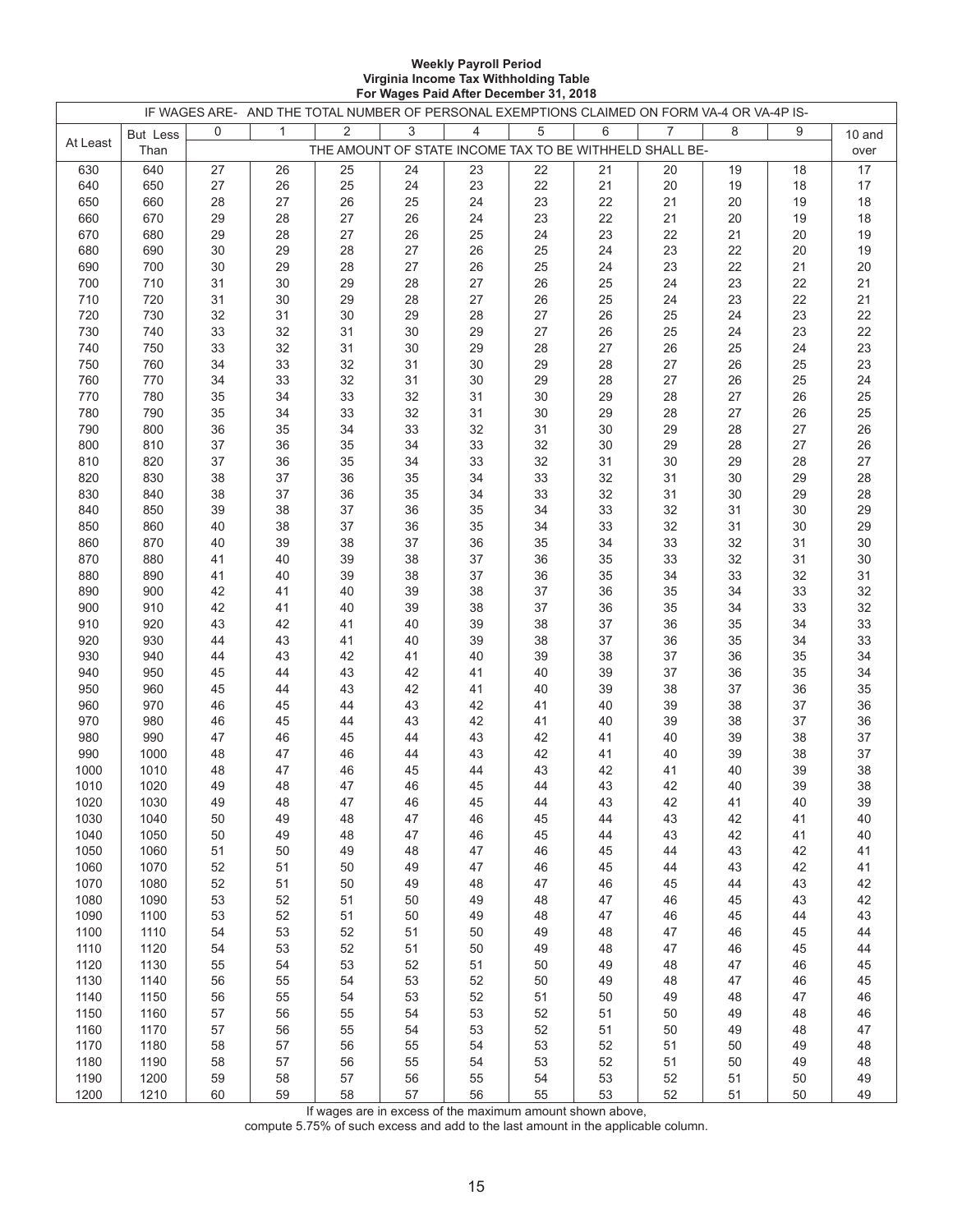**Weekly Payroll Period**
**Virginia Income Tax Withholding Table**
**For Wages Paid After December 31, 2018**

| IF WAGES ARE- | | AND THE TOTAL NUMBER OF PERSONAL EXEMPTIONS CLAIMED ON FORM VA-4 OR VA-4P IS- | | | | | | | | | | |
|---|---|---|---|---|---|---|---|---|---|---|---|---|
| At Least | But Less Than | 0 | 1 | 2 | 3 | 4 | 5 | 6 | 7 | 8 | 9 | 10 and over |
| | | THE AMOUNT OF STATE INCOME TAX TO BE WITHHELD SHALL BE- | | | | | | | | | | |
| 630 | 640 | 27 | 26 | 25 | 24 | 23 | 22 | 21 | 20 | 19 | 18 | 17 |
| 640 | 650 | 27 | 26 | 25 | 24 | 23 | 22 | 21 | 20 | 19 | 18 | 17 |
| 650 | 660 | 28 | 27 | 26 | 25 | 24 | 23 | 22 | 21 | 20 | 19 | 18 |
| 660 | 670 | 29 | 28 | 27 | 26 | 24 | 23 | 22 | 21 | 20 | 19 | 18 |
| 670 | 680 | 29 | 28 | 27 | 26 | 25 | 24 | 23 | 22 | 21 | 20 | 19 |
| 680 | 690 | 30 | 29 | 28 | 27 | 26 | 25 | 24 | 23 | 22 | 20 | 19 |
| 690 | 700 | 30 | 29 | 28 | 27 | 26 | 25 | 24 | 23 | 22 | 21 | 20 |
| 700 | 710 | 31 | 30 | 29 | 28 | 27 | 26 | 25 | 24 | 23 | 22 | 21 |
| 710 | 720 | 31 | 30 | 29 | 28 | 27 | 26 | 25 | 24 | 23 | 22 | 21 |
| 720 | 730 | 32 | 31 | 30 | 29 | 28 | 27 | 26 | 25 | 24 | 23 | 22 |
| 730 | 740 | 33 | 32 | 31 | 30 | 29 | 27 | 26 | 25 | 24 | 23 | 22 |
| 740 | 750 | 33 | 32 | 31 | 30 | 29 | 28 | 27 | 26 | 25 | 24 | 23 |
| 750 | 760 | 34 | 33 | 32 | 31 | 30 | 29 | 28 | 27 | 26 | 25 | 23 |
| 760 | 770 | 34 | 33 | 32 | 31 | 30 | 29 | 28 | 27 | 26 | 25 | 24 |
| 770 | 780 | 35 | 34 | 33 | 32 | 31 | 30 | 29 | 28 | 27 | 26 | 25 |
| 780 | 790 | 35 | 34 | 33 | 32 | 31 | 30 | 29 | 28 | 27 | 26 | 25 |
| 790 | 800 | 36 | 35 | 34 | 33 | 32 | 31 | 30 | 29 | 28 | 27 | 26 |
| 800 | 810 | 37 | 36 | 35 | 34 | 33 | 32 | 30 | 29 | 28 | 27 | 26 |
| 810 | 820 | 37 | 36 | 35 | 34 | 33 | 32 | 31 | 30 | 29 | 28 | 27 |
| 820 | 830 | 38 | 37 | 36 | 35 | 34 | 33 | 32 | 31 | 30 | 29 | 28 |
| 830 | 840 | 38 | 37 | 36 | 35 | 34 | 33 | 32 | 31 | 30 | 29 | 28 |
| 840 | 850 | 39 | 38 | 37 | 36 | 35 | 34 | 33 | 32 | 31 | 30 | 29 |
| 850 | 860 | 40 | 38 | 37 | 36 | 35 | 34 | 33 | 32 | 31 | 30 | 29 |
| 860 | 870 | 40 | 39 | 38 | 37 | 36 | 35 | 34 | 33 | 32 | 31 | 30 |
| 870 | 880 | 41 | 40 | 39 | 38 | 37 | 36 | 35 | 33 | 32 | 31 | 30 |
| 880 | 890 | 41 | 40 | 39 | 38 | 37 | 36 | 35 | 34 | 33 | 32 | 31 |
| 890 | 900 | 42 | 41 | 40 | 39 | 38 | 37 | 36 | 35 | 34 | 33 | 32 |
| 900 | 910 | 42 | 41 | 40 | 39 | 38 | 37 | 36 | 35 | 34 | 33 | 32 |
| 910 | 920 | 43 | 42 | 41 | 40 | 39 | 38 | 37 | 36 | 35 | 34 | 33 |
| 920 | 930 | 44 | 43 | 41 | 40 | 39 | 38 | 37 | 36 | 35 | 34 | 33 |
| 930 | 940 | 44 | 43 | 42 | 41 | 40 | 39 | 38 | 37 | 36 | 35 | 34 |
| 940 | 950 | 45 | 44 | 43 | 42 | 41 | 40 | 39 | 37 | 36 | 35 | 34 |
| 950 | 960 | 45 | 44 | 43 | 42 | 41 | 40 | 39 | 38 | 37 | 36 | 35 |
| 960 | 970 | 46 | 45 | 44 | 43 | 42 | 41 | 40 | 39 | 38 | 37 | 36 |
| 970 | 980 | 46 | 45 | 44 | 43 | 42 | 41 | 40 | 39 | 38 | 37 | 36 |
| 980 | 990 | 47 | 46 | 45 | 44 | 43 | 42 | 41 | 40 | 39 | 38 | 37 |
| 990 | 1000 | 48 | 47 | 46 | 44 | 43 | 42 | 41 | 40 | 39 | 38 | 37 |
| 1000 | 1010 | 48 | 47 | 46 | 45 | 44 | 43 | 42 | 41 | 40 | 39 | 38 |
| 1010 | 1020 | 49 | 48 | 47 | 46 | 45 | 44 | 43 | 42 | 40 | 39 | 38 |
| 1020 | 1030 | 49 | 48 | 47 | 46 | 45 | 44 | 43 | 42 | 41 | 40 | 39 |
| 1030 | 1040 | 50 | 49 | 48 | 47 | 46 | 45 | 44 | 43 | 42 | 41 | 40 |
| 1040 | 1050 | 50 | 49 | 48 | 47 | 46 | 45 | 44 | 43 | 42 | 41 | 40 |
| 1050 | 1060 | 51 | 50 | 49 | 48 | 47 | 46 | 45 | 44 | 43 | 42 | 41 |
| 1060 | 1070 | 52 | 51 | 50 | 49 | 47 | 46 | 45 | 44 | 43 | 42 | 41 |
| 1070 | 1080 | 52 | 51 | 50 | 49 | 48 | 47 | 46 | 45 | 44 | 43 | 42 |
| 1080 | 1090 | 53 | 52 | 51 | 50 | 49 | 48 | 47 | 46 | 45 | 43 | 42 |
| 1090 | 1100 | 53 | 52 | 51 | 50 | 49 | 48 | 47 | 46 | 45 | 44 | 43 |
| 1100 | 1110 | 54 | 53 | 52 | 51 | 50 | 49 | 48 | 47 | 46 | 45 | 44 |
| 1110 | 1120 | 54 | 53 | 52 | 51 | 50 | 49 | 48 | 47 | 46 | 45 | 44 |
| 1120 | 1130 | 55 | 54 | 53 | 52 | 51 | 50 | 49 | 48 | 47 | 46 | 45 |
| 1130 | 1140 | 56 | 55 | 54 | 53 | 52 | 50 | 49 | 48 | 47 | 46 | 45 |
| 1140 | 1150 | 56 | 55 | 54 | 53 | 52 | 51 | 50 | 49 | 48 | 47 | 46 |
| 1150 | 1160 | 57 | 56 | 55 | 54 | 53 | 52 | 51 | 50 | 49 | 48 | 46 |
| 1160 | 1170 | 57 | 56 | 55 | 54 | 53 | 52 | 51 | 50 | 49 | 48 | 47 |
| 1170 | 1180 | 58 | 57 | 56 | 55 | 54 | 53 | 52 | 51 | 50 | 49 | 48 |
| 1180 | 1190 | 58 | 57 | 56 | 55 | 54 | 53 | 52 | 51 | 50 | 49 | 48 |
| 1190 | 1200 | 59 | 58 | 57 | 56 | 55 | 54 | 53 | 52 | 51 | 50 | 49 |
| 1200 | 1210 | 60 | 59 | 58 | 57 | 56 | 55 | 53 | 52 | 51 | 50 | 49 |

If wages are in excess of the maximum amount shown above,
compute 5.75% of such excess and add to the last amount in the applicable column.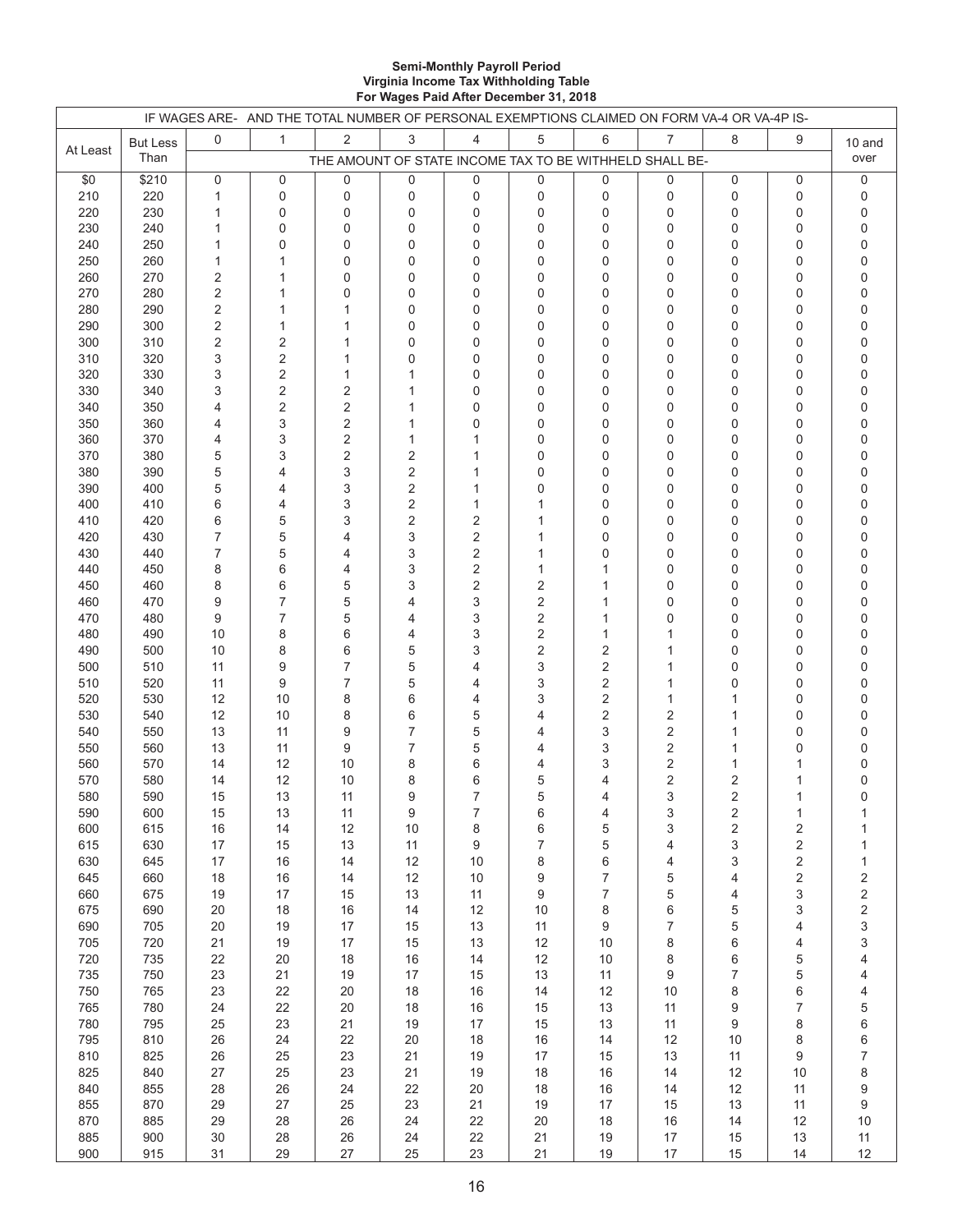**Semi-Monthly Payroll Period**
**Virginia Income Tax Withholding Table**
**For Wages Paid After December 31, 2018**

| IF WAGES ARE- | | AND THE TOTAL NUMBER OF PERSONAL EXEMPTIONS CLAIMED ON FORM VA-4 OR VA-4P IS- | | | | | | | | | | |
|---|---|---|---|---|---|---|---|---|---|---|---|---|
| At Least | But Less Than | 0 | 1 | 2 | 3 | 4 | 5 | 6 | 7 | 8 | 9 | 10 and over |
| | | THE AMOUNT OF STATE INCOME TAX TO BE WITHHELD SHALL BE- | | | | | | | | | | |
| $0 | $210 | 0 | 0 | 0 | 0 | 0 | 0 | 0 | 0 | 0 | 0 | 0 |
| 210 | 220 | 1 | 0 | 0 | 0 | 0 | 0 | 0 | 0 | 0 | 0 | 0 |
| 220 | 230 | 1 | 0 | 0 | 0 | 0 | 0 | 0 | 0 | 0 | 0 | 0 |
| 230 | 240 | 1 | 0 | 0 | 0 | 0 | 0 | 0 | 0 | 0 | 0 | 0 |
| 240 | 250 | 1 | 0 | 0 | 0 | 0 | 0 | 0 | 0 | 0 | 0 | 0 |
| 250 | 260 | 1 | 1 | 0 | 0 | 0 | 0 | 0 | 0 | 0 | 0 | 0 |
| 260 | 270 | 2 | 1 | 0 | 0 | 0 | 0 | 0 | 0 | 0 | 0 | 0 |
| 270 | 280 | 2 | 1 | 0 | 0 | 0 | 0 | 0 | 0 | 0 | 0 | 0 |
| 280 | 290 | 2 | 1 | 1 | 0 | 0 | 0 | 0 | 0 | 0 | 0 | 0 |
| 290 | 300 | 2 | 1 | 1 | 0 | 0 | 0 | 0 | 0 | 0 | 0 | 0 |
| 300 | 310 | 2 | 2 | 1 | 0 | 0 | 0 | 0 | 0 | 0 | 0 | 0 |
| 310 | 320 | 3 | 2 | 1 | 0 | 0 | 0 | 0 | 0 | 0 | 0 | 0 |
| 320 | 330 | 3 | 2 | 1 | 1 | 0 | 0 | 0 | 0 | 0 | 0 | 0 |
| 330 | 340 | 3 | 2 | 2 | 1 | 0 | 0 | 0 | 0 | 0 | 0 | 0 |
| 340 | 350 | 4 | 2 | 2 | 1 | 0 | 0 | 0 | 0 | 0 | 0 | 0 |
| 350 | 360 | 4 | 3 | 2 | 1 | 0 | 0 | 0 | 0 | 0 | 0 | 0 |
| 360 | 370 | 4 | 3 | 2 | 1 | 1 | 0 | 0 | 0 | 0 | 0 | 0 |
| 370 | 380 | 5 | 3 | 2 | 2 | 1 | 0 | 0 | 0 | 0 | 0 | 0 |
| 380 | 390 | 5 | 4 | 3 | 2 | 1 | 0 | 0 | 0 | 0 | 0 | 0 |
| 390 | 400 | 5 | 4 | 3 | 2 | 1 | 0 | 0 | 0 | 0 | 0 | 0 |
| 400 | 410 | 6 | 4 | 3 | 2 | 1 | 1 | 0 | 0 | 0 | 0 | 0 |
| 410 | 420 | 6 | 5 | 3 | 2 | 2 | 1 | 0 | 0 | 0 | 0 | 0 |
| 420 | 430 | 7 | 5 | 4 | 3 | 2 | 1 | 0 | 0 | 0 | 0 | 0 |
| 430 | 440 | 7 | 5 | 4 | 3 | 2 | 1 | 0 | 0 | 0 | 0 | 0 |
| 440 | 450 | 8 | 6 | 4 | 3 | 2 | 1 | 1 | 0 | 0 | 0 | 0 |
| 450 | 460 | 8 | 6 | 5 | 3 | 2 | 2 | 1 | 0 | 0 | 0 | 0 |
| 460 | 470 | 9 | 7 | 5 | 4 | 3 | 2 | 1 | 0 | 0 | 0 | 0 |
| 470 | 480 | 9 | 7 | 5 | 4 | 3 | 2 | 1 | 0 | 0 | 0 | 0 |
| 480 | 490 | 10 | 8 | 6 | 4 | 3 | 2 | 1 | 1 | 0 | 0 | 0 |
| 490 | 500 | 10 | 8 | 6 | 5 | 3 | 2 | 2 | 1 | 0 | 0 | 0 |
| 500 | 510 | 11 | 9 | 7 | 5 | 4 | 3 | 2 | 1 | 0 | 0 | 0 |
| 510 | 520 | 11 | 9 | 7 | 5 | 4 | 3 | 2 | 1 | 0 | 0 | 0 |
| 520 | 530 | 12 | 10 | 8 | 6 | 4 | 3 | 2 | 1 | 1 | 0 | 0 |
| 530 | 540 | 12 | 10 | 8 | 6 | 5 | 4 | 2 | 2 | 1 | 0 | 0 |
| 540 | 550 | 13 | 11 | 9 | 7 | 5 | 4 | 3 | 2 | 1 | 0 | 0 |
| 550 | 560 | 13 | 11 | 9 | 7 | 5 | 4 | 3 | 2 | 1 | 0 | 0 |
| 560 | 570 | 14 | 12 | 10 | 8 | 6 | 4 | 3 | 2 | 1 | 1 | 0 |
| 570 | 580 | 14 | 12 | 10 | 8 | 6 | 5 | 4 | 2 | 2 | 1 | 0 |
| 580 | 590 | 15 | 13 | 11 | 9 | 7 | 5 | 4 | 3 | 2 | 1 | 0 |
| 590 | 600 | 15 | 13 | 11 | 9 | 7 | 6 | 4 | 3 | 2 | 1 | 1 |
| 600 | 615 | 16 | 14 | 12 | 10 | 8 | 6 | 5 | 3 | 2 | 2 | 1 |
| 615 | 630 | 17 | 15 | 13 | 11 | 9 | 7 | 5 | 4 | 3 | 2 | 1 |
| 630 | 645 | 17 | 16 | 14 | 12 | 10 | 8 | 6 | 4 | 3 | 2 | 1 |
| 645 | 660 | 18 | 16 | 14 | 12 | 10 | 9 | 7 | 5 | 4 | 2 | 2 |
| 660 | 675 | 19 | 17 | 15 | 13 | 11 | 9 | 7 | 5 | 4 | 3 | 2 |
| 675 | 690 | 20 | 18 | 16 | 14 | 12 | 10 | 8 | 6 | 5 | 3 | 2 |
| 690 | 705 | 20 | 19 | 17 | 15 | 13 | 11 | 9 | 7 | 5 | 4 | 3 |
| 705 | 720 | 21 | 19 | 17 | 15 | 13 | 12 | 10 | 8 | 6 | 4 | 3 |
| 720 | 735 | 22 | 20 | 18 | 16 | 14 | 12 | 10 | 8 | 6 | 5 | 4 |
| 735 | 750 | 23 | 21 | 19 | 17 | 15 | 13 | 11 | 9 | 7 | 5 | 4 |
| 750 | 765 | 23 | 22 | 20 | 18 | 16 | 14 | 12 | 10 | 8 | 6 | 4 |
| 765 | 780 | 24 | 22 | 20 | 18 | 16 | 15 | 13 | 11 | 9 | 7 | 5 |
| 780 | 795 | 25 | 23 | 21 | 19 | 17 | 15 | 13 | 11 | 9 | 8 | 6 |
| 795 | 810 | 26 | 24 | 22 | 20 | 18 | 16 | 14 | 12 | 10 | 8 | 6 |
| 810 | 825 | 26 | 25 | 23 | 21 | 19 | 17 | 15 | 13 | 11 | 9 | 7 |
| 825 | 840 | 27 | 25 | 23 | 21 | 19 | 18 | 16 | 14 | 12 | 10 | 8 |
| 840 | 855 | 28 | 26 | 24 | 22 | 20 | 18 | 16 | 14 | 12 | 11 | 9 |
| 855 | 870 | 29 | 27 | 25 | 23 | 21 | 19 | 17 | 15 | 13 | 11 | 9 |
| 870 | 885 | 29 | 28 | 26 | 24 | 22 | 20 | 18 | 16 | 14 | 12 | 10 |
| 885 | 900 | 30 | 28 | 26 | 24 | 22 | 21 | 19 | 17 | 15 | 13 | 11 |
| 900 | 915 | 31 | 29 | 27 | 25 | 23 | 21 | 19 | 17 | 15 | 14 | 12 |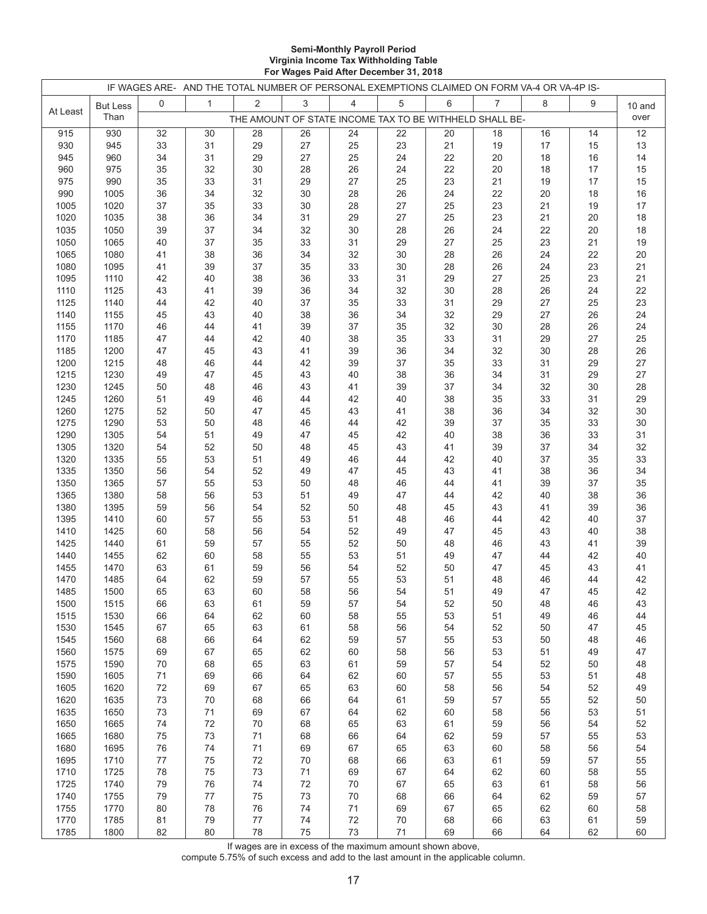**Semi-Monthly Payroll Period**
**Virginia Income Tax Withholding Table**
**For Wages Paid After December 31, 2018**

| IF WAGES ARE- | | AND THE TOTAL NUMBER OF PERSONAL EXEMPTIONS CLAIMED ON FORM VA-4 OR VA-4P IS- | | | | | | | | | | |
|---|---|---|---|---|---|---|---|---|---|---|---|---|
| At Least | But Less Than | 0 | 1 | 2 | 3 | 4 | 5 | 6 | 7 | 8 | 9 | 10 and over |
| | | THE AMOUNT OF STATE INCOME TAX TO BE WITHHELD SHALL BE- | | | | | | | | | | |
| 915 | 930 | 32 | 30 | 28 | 26 | 24 | 22 | 20 | 18 | 16 | 14 | 12 |
| 930 | 945 | 33 | 31 | 29 | 27 | 25 | 23 | 21 | 19 | 17 | 15 | 13 |
| 945 | 960 | 34 | 31 | 29 | 27 | 25 | 24 | 22 | 20 | 18 | 16 | 14 |
| 960 | 975 | 35 | 32 | 30 | 28 | 26 | 24 | 22 | 20 | 18 | 17 | 15 |
| 975 | 990 | 35 | 33 | 31 | 29 | 27 | 25 | 23 | 21 | 19 | 17 | 15 |
| 990 | 1005 | 36 | 34 | 32 | 30 | 28 | 26 | 24 | 22 | 20 | 18 | 16 |
| 1005 | 1020 | 37 | 35 | 33 | 30 | 28 | 27 | 25 | 23 | 21 | 19 | 17 |
| 1020 | 1035 | 38 | 36 | 34 | 31 | 29 | 27 | 25 | 23 | 21 | 20 | 18 |
| 1035 | 1050 | 39 | 37 | 34 | 32 | 30 | 28 | 26 | 24 | 22 | 20 | 18 |
| 1050 | 1065 | 40 | 37 | 35 | 33 | 31 | 29 | 27 | 25 | 23 | 21 | 19 |
| 1065 | 1080 | 41 | 38 | 36 | 34 | 32 | 30 | 28 | 26 | 24 | 22 | 20 |
| 1080 | 1095 | 41 | 39 | 37 | 35 | 33 | 30 | 28 | 26 | 24 | 23 | 21 |
| 1095 | 1110 | 42 | 40 | 38 | 36 | 33 | 31 | 29 | 27 | 25 | 23 | 21 |
| 1110 | 1125 | 43 | 41 | 39 | 36 | 34 | 32 | 30 | 28 | 26 | 24 | 22 |
| 1125 | 1140 | 44 | 42 | 40 | 37 | 35 | 33 | 31 | 29 | 27 | 25 | 23 |
| 1140 | 1155 | 45 | 43 | 40 | 38 | 36 | 34 | 32 | 29 | 27 | 26 | 24 |
| 1155 | 1170 | 46 | 44 | 41 | 39 | 37 | 35 | 32 | 30 | 28 | 26 | 24 |
| 1170 | 1185 | 47 | 44 | 42 | 40 | 38 | 35 | 33 | 31 | 29 | 27 | 25 |
| 1185 | 1200 | 47 | 45 | 43 | 41 | 39 | 36 | 34 | 32 | 30 | 28 | 26 |
| 1200 | 1215 | 48 | 46 | 44 | 42 | 39 | 37 | 35 | 33 | 31 | 29 | 27 |
| 1215 | 1230 | 49 | 47 | 45 | 43 | 40 | 38 | 36 | 34 | 31 | 29 | 27 |
| 1230 | 1245 | 50 | 48 | 46 | 43 | 41 | 39 | 37 | 34 | 32 | 30 | 28 |
| 1245 | 1260 | 51 | 49 | 46 | 44 | 42 | 40 | 38 | 35 | 33 | 31 | 29 |
| 1260 | 1275 | 52 | 50 | 47 | 45 | 43 | 41 | 38 | 36 | 34 | 32 | 30 |
| 1275 | 1290 | 53 | 50 | 48 | 46 | 44 | 42 | 39 | 37 | 35 | 33 | 30 |
| 1290 | 1305 | 54 | 51 | 49 | 47 | 45 | 42 | 40 | 38 | 36 | 33 | 31 |
| 1305 | 1320 | 54 | 52 | 50 | 48 | 45 | 43 | 41 | 39 | 37 | 34 | 32 |
| 1320 | 1335 | 55 | 53 | 51 | 49 | 46 | 44 | 42 | 40 | 37 | 35 | 33 |
| 1335 | 1350 | 56 | 54 | 52 | 49 | 47 | 45 | 43 | 41 | 38 | 36 | 34 |
| 1350 | 1365 | 57 | 55 | 53 | 50 | 48 | 46 | 44 | 41 | 39 | 37 | 35 |
| 1365 | 1380 | 58 | 56 | 53 | 51 | 49 | 47 | 44 | 42 | 40 | 38 | 36 |
| 1380 | 1395 | 59 | 56 | 54 | 52 | 50 | 48 | 45 | 43 | 41 | 39 | 36 |
| 1395 | 1410 | 60 | 57 | 55 | 53 | 51 | 48 | 46 | 44 | 42 | 40 | 37 |
| 1410 | 1425 | 60 | 58 | 56 | 54 | 52 | 49 | 47 | 45 | 43 | 40 | 38 |
| 1425 | 1440 | 61 | 59 | 57 | 55 | 52 | 50 | 48 | 46 | 43 | 41 | 39 |
| 1440 | 1455 | 62 | 60 | 58 | 55 | 53 | 51 | 49 | 47 | 44 | 42 | 40 |
| 1455 | 1470 | 63 | 61 | 59 | 56 | 54 | 52 | 50 | 47 | 45 | 43 | 41 |
| 1470 | 1485 | 64 | 62 | 59 | 57 | 55 | 53 | 51 | 48 | 46 | 44 | 42 |
| 1485 | 1500 | 65 | 63 | 60 | 58 | 56 | 54 | 51 | 49 | 47 | 45 | 42 |
| 1500 | 1515 | 66 | 63 | 61 | 59 | 57 | 54 | 52 | 50 | 48 | 46 | 43 |
| 1515 | 1530 | 66 | 64 | 62 | 60 | 58 | 55 | 53 | 51 | 49 | 46 | 44 |
| 1530 | 1545 | 67 | 65 | 63 | 61 | 58 | 56 | 54 | 52 | 50 | 47 | 45 |
| 1545 | 1560 | 68 | 66 | 64 | 62 | 59 | 57 | 55 | 53 | 50 | 48 | 46 |
| 1560 | 1575 | 69 | 67 | 65 | 62 | 60 | 58 | 56 | 53 | 51 | 49 | 47 |
| 1575 | 1590 | 70 | 68 | 65 | 63 | 61 | 59 | 57 | 54 | 52 | 50 | 48 |
| 1590 | 1605 | 71 | 69 | 66 | 64 | 62 | 60 | 57 | 55 | 53 | 51 | 48 |
| 1605 | 1620 | 72 | 69 | 67 | 65 | 63 | 60 | 58 | 56 | 54 | 52 | 49 |
| 1620 | 1635 | 73 | 70 | 68 | 66 | 64 | 61 | 59 | 57 | 55 | 52 | 50 |
| 1635 | 1650 | 73 | 71 | 69 | 67 | 64 | 62 | 60 | 58 | 56 | 53 | 51 |
| 1650 | 1665 | 74 | 72 | 70 | 68 | 65 | 63 | 61 | 59 | 56 | 54 | 52 |
| 1665 | 1680 | 75 | 73 | 71 | 68 | 66 | 64 | 62 | 59 | 57 | 55 | 53 |
| 1680 | 1695 | 76 | 74 | 71 | 69 | 67 | 65 | 63 | 60 | 58 | 56 | 54 |
| 1695 | 1710 | 77 | 75 | 72 | 70 | 68 | 66 | 63 | 61 | 59 | 57 | 55 |
| 1710 | 1725 | 78 | 75 | 73 | 71 | 69 | 67 | 64 | 62 | 60 | 58 | 55 |
| 1725 | 1740 | 79 | 76 | 74 | 72 | 70 | 67 | 65 | 63 | 61 | 58 | 56 |
| 1740 | 1755 | 79 | 77 | 75 | 73 | 70 | 68 | 66 | 64 | 62 | 59 | 57 |
| 1755 | 1770 | 80 | 78 | 76 | 74 | 71 | 69 | 67 | 65 | 62 | 60 | 58 |
| 1770 | 1785 | 81 | 79 | 77 | 74 | 72 | 70 | 68 | 66 | 63 | 61 | 59 |
| 1785 | 1800 | 82 | 80 | 78 | 75 | 73 | 71 | 69 | 66 | 64 | 62 | 60 |

If wages are in excess of the maximum amount shown above, compute 5.75% of such excess and add to the last amount in the applicable column.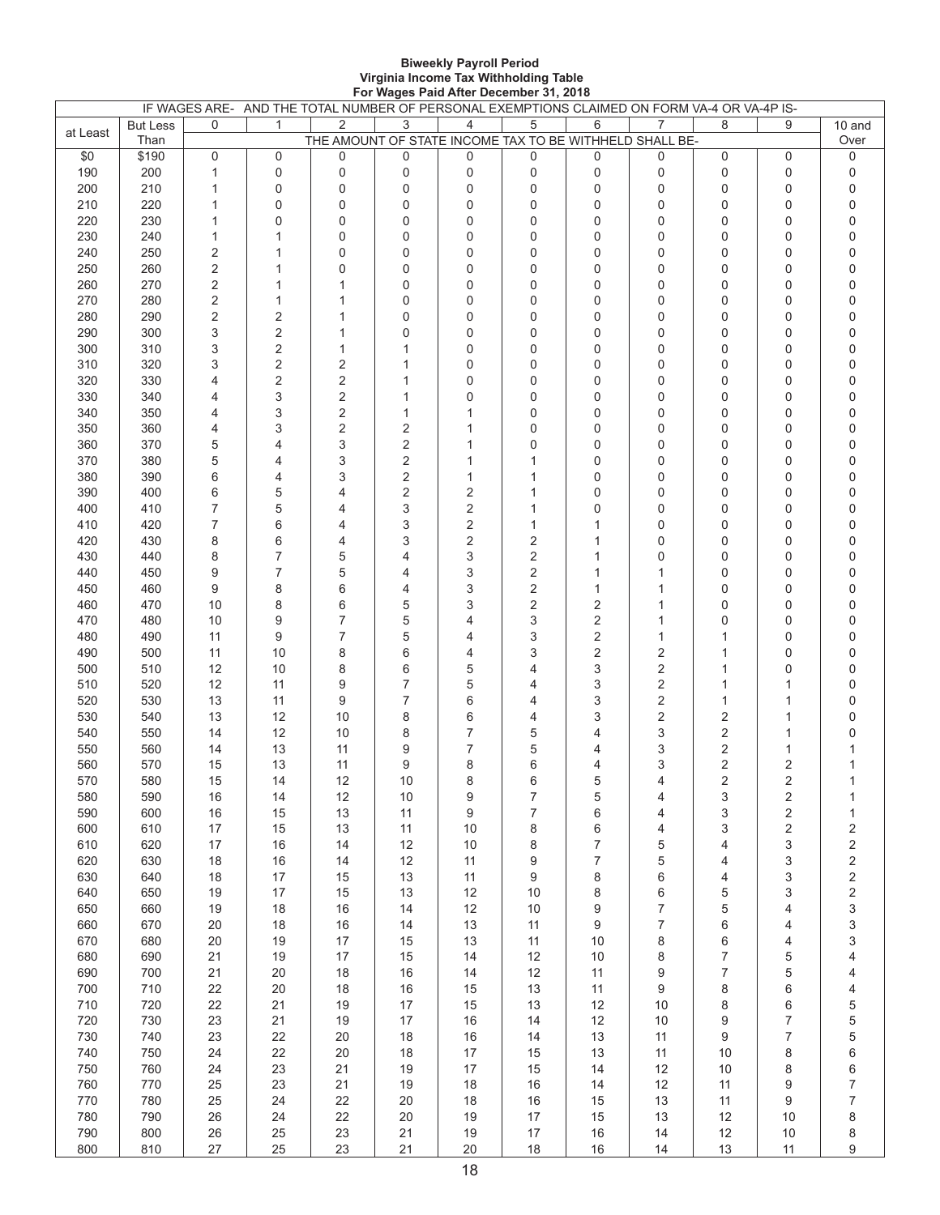**Biweekly Payroll Period**
**Virginia Income Tax Withholding Table**
**For Wages Paid After December 31, 2018**

| IF WAGES ARE- | | AND THE TOTAL NUMBER OF PERSONAL EXEMPTIONS CLAIMED ON FORM VA-4 OR VA-4P IS- | | | | | | | | | | |
|---|---|---|---|---|---|---|---|---|---|---|---|---|
| at Least | But Less Than | 0 | 1 | 2 | 3 | 4 | 5 | 6 | 7 | 8 | 9 | 10 and Over |
| | | THE AMOUNT OF STATE INCOME TAX TO BE WITHHELD SHALL BE- | | | | | | | | | | |
| $0 | $190 | 0 | 0 | 0 | 0 | 0 | 0 | 0 | 0 | 0 | 0 | 0 |
| 190 | 200 | 1 | 0 | 0 | 0 | 0 | 0 | 0 | 0 | 0 | 0 | 0 |
| 200 | 210 | 1 | 0 | 0 | 0 | 0 | 0 | 0 | 0 | 0 | 0 | 0 |
| 210 | 220 | 1 | 0 | 0 | 0 | 0 | 0 | 0 | 0 | 0 | 0 | 0 |
| 220 | 230 | 1 | 0 | 0 | 0 | 0 | 0 | 0 | 0 | 0 | 0 | 0 |
| 230 | 240 | 1 | 1 | 0 | 0 | 0 | 0 | 0 | 0 | 0 | 0 | 0 |
| 240 | 250 | 2 | 1 | 0 | 0 | 0 | 0 | 0 | 0 | 0 | 0 | 0 |
| 250 | 260 | 2 | 1 | 0 | 0 | 0 | 0 | 0 | 0 | 0 | 0 | 0 |
| 260 | 270 | 2 | 1 | 1 | 0 | 0 | 0 | 0 | 0 | 0 | 0 | 0 |
| 270 | 280 | 2 | 1 | 1 | 0 | 0 | 0 | 0 | 0 | 0 | 0 | 0 |
| 280 | 290 | 2 | 2 | 1 | 0 | 0 | 0 | 0 | 0 | 0 | 0 | 0 |
| 290 | 300 | 3 | 2 | 1 | 0 | 0 | 0 | 0 | 0 | 0 | 0 | 0 |
| 300 | 310 | 3 | 2 | 1 | 1 | 0 | 0 | 0 | 0 | 0 | 0 | 0 |
| 310 | 320 | 3 | 2 | 2 | 1 | 0 | 0 | 0 | 0 | 0 | 0 | 0 |
| 320 | 330 | 4 | 2 | 2 | 1 | 0 | 0 | 0 | 0 | 0 | 0 | 0 |
| 330 | 340 | 4 | 3 | 2 | 1 | 0 | 0 | 0 | 0 | 0 | 0 | 0 |
| 340 | 350 | 4 | 3 | 2 | 1 | 1 | 0 | 0 | 0 | 0 | 0 | 0 |
| 350 | 360 | 4 | 3 | 2 | 2 | 1 | 0 | 0 | 0 | 0 | 0 | 0 |
| 360 | 370 | 5 | 4 | 3 | 2 | 1 | 0 | 0 | 0 | 0 | 0 | 0 |
| 370 | 380 | 5 | 4 | 3 | 2 | 1 | 1 | 0 | 0 | 0 | 0 | 0 |
| 380 | 390 | 6 | 4 | 3 | 2 | 1 | 1 | 0 | 0 | 0 | 0 | 0 |
| 390 | 400 | 6 | 5 | 4 | 2 | 2 | 1 | 0 | 0 | 0 | 0 | 0 |
| 400 | 410 | 7 | 5 | 4 | 3 | 2 | 1 | 0 | 0 | 0 | 0 | 0 |
| 410 | 420 | 7 | 6 | 4 | 3 | 2 | 1 | 1 | 0 | 0 | 0 | 0 |
| 420 | 430 | 8 | 6 | 4 | 3 | 2 | 2 | 1 | 0 | 0 | 0 | 0 |
| 430 | 440 | 8 | 7 | 5 | 4 | 3 | 2 | 1 | 0 | 0 | 0 | 0 |
| 440 | 450 | 9 | 7 | 5 | 4 | 3 | 2 | 1 | 1 | 0 | 0 | 0 |
| 450 | 460 | 9 | 8 | 6 | 4 | 3 | 2 | 1 | 1 | 0 | 0 | 0 |
| 460 | 470 | 10 | 8 | 6 | 5 | 3 | 2 | 2 | 1 | 0 | 0 | 0 |
| 470 | 480 | 10 | 9 | 7 | 5 | 4 | 3 | 2 | 1 | 0 | 0 | 0 |
| 480 | 490 | 11 | 9 | 7 | 5 | 4 | 3 | 2 | 1 | 1 | 0 | 0 |
| 490 | 500 | 11 | 10 | 8 | 6 | 4 | 3 | 2 | 2 | 1 | 0 | 0 |
| 500 | 510 | 12 | 10 | 8 | 6 | 5 | 4 | 3 | 2 | 1 | 0 | 0 |
| 510 | 520 | 12 | 11 | 9 | 7 | 5 | 4 | 3 | 2 | 1 | 1 | 0 |
| 520 | 530 | 13 | 11 | 9 | 7 | 6 | 4 | 3 | 2 | 1 | 1 | 0 |
| 530 | 540 | 13 | 12 | 10 | 8 | 6 | 4 | 3 | 2 | 2 | 1 | 0 |
| 540 | 550 | 14 | 12 | 10 | 8 | 7 | 5 | 4 | 3 | 2 | 1 | 0 |
| 550 | 560 | 14 | 13 | 11 | 9 | 7 | 5 | 4 | 3 | 2 | 1 | 1 |
| 560 | 570 | 15 | 13 | 11 | 9 | 8 | 6 | 4 | 3 | 2 | 2 | 1 |
| 570 | 580 | 15 | 14 | 12 | 10 | 8 | 6 | 5 | 4 | 2 | 2 | 1 |
| 580 | 590 | 16 | 14 | 12 | 10 | 9 | 7 | 5 | 4 | 3 | 2 | 1 |
| 590 | 600 | 16 | 15 | 13 | 11 | 9 | 7 | 6 | 4 | 3 | 2 | 1 |
| 600 | 610 | 17 | 15 | 13 | 11 | 10 | 8 | 6 | 4 | 3 | 2 | 2 |
| 610 | 620 | 17 | 16 | 14 | 12 | 10 | 8 | 7 | 5 | 4 | 3 | 2 |
| 620 | 630 | 18 | 16 | 14 | 12 | 11 | 9 | 7 | 5 | 4 | 3 | 2 |
| 630 | 640 | 18 | 17 | 15 | 13 | 11 | 9 | 8 | 6 | 4 | 3 | 2 |
| 640 | 650 | 19 | 17 | 15 | 13 | 12 | 10 | 8 | 6 | 5 | 3 | 2 |
| 650 | 660 | 19 | 18 | 16 | 14 | 12 | 10 | 9 | 7 | 5 | 4 | 3 |
| 660 | 670 | 20 | 18 | 16 | 14 | 13 | 11 | 9 | 7 | 6 | 4 | 3 |
| 670 | 680 | 20 | 19 | 17 | 15 | 13 | 11 | 10 | 8 | 6 | 4 | 3 |
| 680 | 690 | 21 | 19 | 17 | 15 | 14 | 12 | 10 | 8 | 7 | 5 | 4 |
| 690 | 700 | 21 | 20 | 18 | 16 | 14 | 12 | 11 | 9 | 7 | 5 | 4 |
| 700 | 710 | 22 | 20 | 18 | 16 | 15 | 13 | 11 | 9 | 8 | 6 | 4 |
| 710 | 720 | 22 | 21 | 19 | 17 | 15 | 13 | 12 | 10 | 8 | 6 | 5 |
| 720 | 730 | 23 | 21 | 19 | 17 | 16 | 14 | 12 | 10 | 9 | 7 | 5 |
| 730 | 740 | 23 | 22 | 20 | 18 | 16 | 14 | 13 | 11 | 9 | 7 | 5 |
| 740 | 750 | 24 | 22 | 20 | 18 | 17 | 15 | 13 | 11 | 10 | 8 | 6 |
| 750 | 760 | 24 | 23 | 21 | 19 | 17 | 15 | 14 | 12 | 10 | 8 | 6 |
| 760 | 770 | 25 | 23 | 21 | 19 | 18 | 16 | 14 | 12 | 11 | 9 | 7 |
| 770 | 780 | 25 | 24 | 22 | 20 | 18 | 16 | 15 | 13 | 11 | 9 | 7 |
| 780 | 790 | 26 | 24 | 22 | 20 | 19 | 17 | 15 | 13 | 12 | 10 | 8 |
| 790 | 800 | 26 | 25 | 23 | 21 | 19 | 17 | 16 | 14 | 12 | 10 | 8 |
| 800 | 810 | 27 | 25 | 23 | 21 | 20 | 18 | 16 | 14 | 13 | 11 | 9 |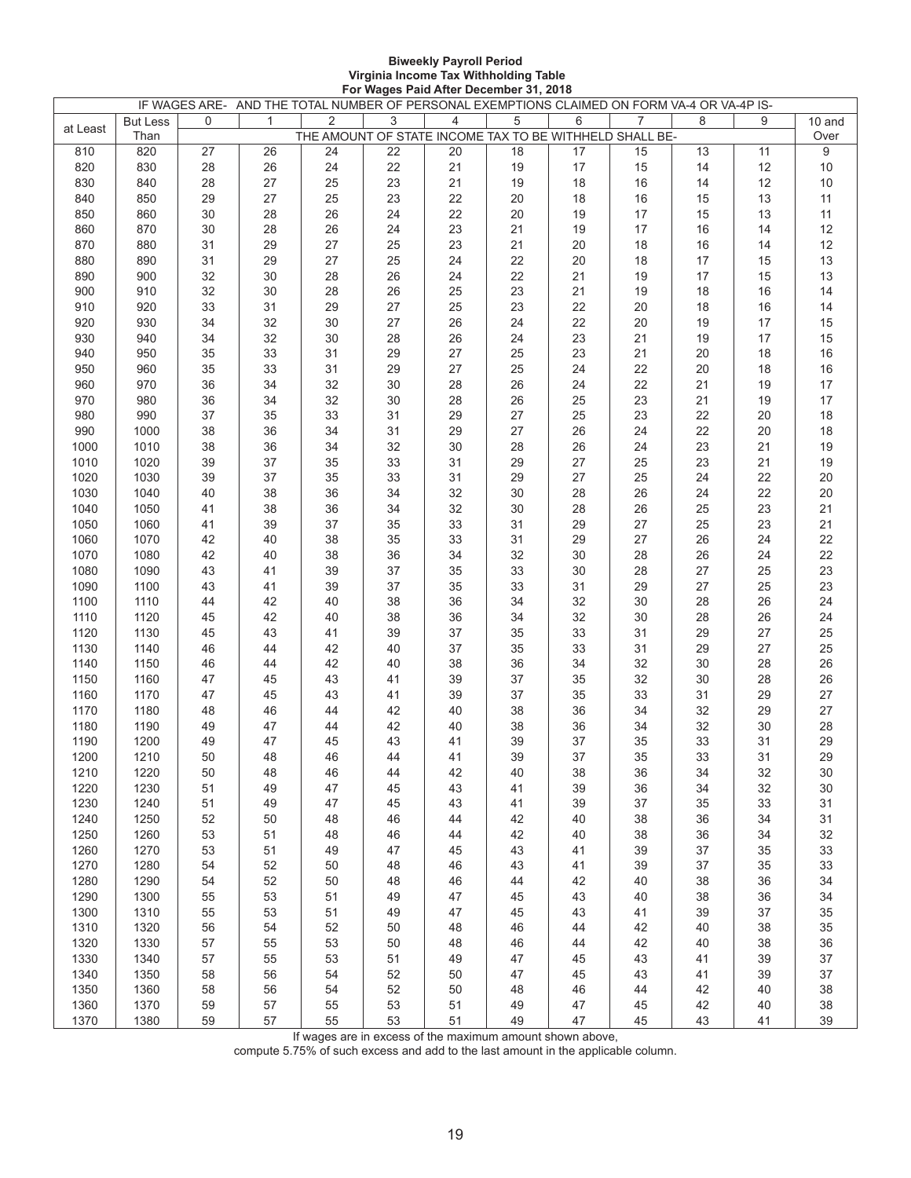**Biweekly Payroll Period**
**Virginia Income Tax Withholding Table**
**For Wages Paid After December 31, 2018**

| IF WAGES ARE- | | AND THE TOTAL NUMBER OF PERSONAL EXEMPTIONS CLAIMED ON FORM VA-4 OR VA-4P IS- | | | | | | | | | | |
|---|---|---|---|---|---|---|---|---|---|---|---|---|
| at Least | But Less Than | 0 | 1 | 2 | 3 | 4 | 5 | 6 | 7 | 8 | 9 | 10 and Over |
| | | THE AMOUNT OF STATE INCOME TAX TO BE WITHHELD SHALL BE- | | | | | | | | | | |
| 810 | 820 | 27 | 26 | 24 | 22 | 20 | 18 | 17 | 15 | 13 | 11 | 9 |
| 820 | 830 | 28 | 26 | 24 | 22 | 21 | 19 | 17 | 15 | 14 | 12 | 10 |
| 830 | 840 | 28 | 27 | 25 | 23 | 21 | 19 | 18 | 16 | 14 | 12 | 10 |
| 840 | 850 | 29 | 27 | 25 | 23 | 22 | 20 | 18 | 16 | 15 | 13 | 11 |
| 850 | 860 | 30 | 28 | 26 | 24 | 22 | 20 | 19 | 17 | 15 | 13 | 11 |
| 860 | 870 | 30 | 28 | 26 | 24 | 23 | 21 | 19 | 17 | 16 | 14 | 12 |
| 870 | 880 | 31 | 29 | 27 | 25 | 23 | 21 | 20 | 18 | 16 | 14 | 12 |
| 880 | 890 | 31 | 29 | 27 | 25 | 24 | 22 | 20 | 18 | 17 | 15 | 13 |
| 890 | 900 | 32 | 30 | 28 | 26 | 24 | 22 | 21 | 19 | 17 | 15 | 13 |
| 900 | 910 | 32 | 30 | 28 | 26 | 25 | 23 | 21 | 19 | 18 | 16 | 14 |
| 910 | 920 | 33 | 31 | 29 | 27 | 25 | 23 | 22 | 20 | 18 | 16 | 14 |
| 920 | 930 | 34 | 32 | 30 | 27 | 26 | 24 | 22 | 20 | 19 | 17 | 15 |
| 930 | 940 | 34 | 32 | 30 | 28 | 26 | 24 | 23 | 21 | 19 | 17 | 15 |
| 940 | 950 | 35 | 33 | 31 | 29 | 27 | 25 | 23 | 21 | 20 | 18 | 16 |
| 950 | 960 | 35 | 33 | 31 | 29 | 27 | 25 | 24 | 22 | 20 | 18 | 16 |
| 960 | 970 | 36 | 34 | 32 | 30 | 28 | 26 | 24 | 22 | 21 | 19 | 17 |
| 970 | 980 | 36 | 34 | 32 | 30 | 28 | 26 | 25 | 23 | 21 | 19 | 17 |
| 980 | 990 | 37 | 35 | 33 | 31 | 29 | 27 | 25 | 23 | 22 | 20 | 18 |
| 990 | 1000 | 38 | 36 | 34 | 31 | 29 | 27 | 26 | 24 | 22 | 20 | 18 |
| 1000 | 1010 | 38 | 36 | 34 | 32 | 30 | 28 | 26 | 24 | 23 | 21 | 19 |
| 1010 | 1020 | 39 | 37 | 35 | 33 | 31 | 29 | 27 | 25 | 23 | 21 | 19 |
| 1020 | 1030 | 39 | 37 | 35 | 33 | 31 | 29 | 27 | 25 | 24 | 22 | 20 |
| 1030 | 1040 | 40 | 38 | 36 | 34 | 32 | 30 | 28 | 26 | 24 | 22 | 20 |
| 1040 | 1050 | 41 | 38 | 36 | 34 | 32 | 30 | 28 | 26 | 25 | 23 | 21 |
| 1050 | 1060 | 41 | 39 | 37 | 35 | 33 | 31 | 29 | 27 | 25 | 23 | 21 |
| 1060 | 1070 | 42 | 40 | 38 | 35 | 33 | 31 | 29 | 27 | 26 | 24 | 22 |
| 1070 | 1080 | 42 | 40 | 38 | 36 | 34 | 32 | 30 | 28 | 26 | 24 | 22 |
| 1080 | 1090 | 43 | 41 | 39 | 37 | 35 | 33 | 30 | 28 | 27 | 25 | 23 |
| 1090 | 1100 | 43 | 41 | 39 | 37 | 35 | 33 | 31 | 29 | 27 | 25 | 23 |
| 1100 | 1110 | 44 | 42 | 40 | 38 | 36 | 34 | 32 | 30 | 28 | 26 | 24 |
| 1110 | 1120 | 45 | 42 | 40 | 38 | 36 | 34 | 32 | 30 | 28 | 26 | 24 |
| 1120 | 1130 | 45 | 43 | 41 | 39 | 37 | 35 | 33 | 31 | 29 | 27 | 25 |
| 1130 | 1140 | 46 | 44 | 42 | 40 | 37 | 35 | 33 | 31 | 29 | 27 | 25 |
| 1140 | 1150 | 46 | 44 | 42 | 40 | 38 | 36 | 34 | 32 | 30 | 28 | 26 |
| 1150 | 1160 | 47 | 45 | 43 | 41 | 39 | 37 | 35 | 32 | 30 | 28 | 26 |
| 1160 | 1170 | 47 | 45 | 43 | 41 | 39 | 37 | 35 | 33 | 31 | 29 | 27 |
| 1170 | 1180 | 48 | 46 | 44 | 42 | 40 | 38 | 36 | 34 | 32 | 29 | 27 |
| 1180 | 1190 | 49 | 47 | 44 | 42 | 40 | 38 | 36 | 34 | 32 | 30 | 28 |
| 1190 | 1200 | 49 | 47 | 45 | 43 | 41 | 39 | 37 | 35 | 33 | 31 | 29 |
| 1200 | 1210 | 50 | 48 | 46 | 44 | 41 | 39 | 37 | 35 | 33 | 31 | 29 |
| 1210 | 1220 | 50 | 48 | 46 | 44 | 42 | 40 | 38 | 36 | 34 | 32 | 30 |
| 1220 | 1230 | 51 | 49 | 47 | 45 | 43 | 41 | 39 | 36 | 34 | 32 | 30 |
| 1230 | 1240 | 51 | 49 | 47 | 45 | 43 | 41 | 39 | 37 | 35 | 33 | 31 |
| 1240 | 1250 | 52 | 50 | 48 | 46 | 44 | 42 | 40 | 38 | 36 | 34 | 31 |
| 1250 | 1260 | 53 | 51 | 48 | 46 | 44 | 42 | 40 | 38 | 36 | 34 | 32 |
| 1260 | 1270 | 53 | 51 | 49 | 47 | 45 | 43 | 41 | 39 | 37 | 35 | 33 |
| 1270 | 1280 | 54 | 52 | 50 | 48 | 46 | 43 | 41 | 39 | 37 | 35 | 33 |
| 1280 | 1290 | 54 | 52 | 50 | 48 | 46 | 44 | 42 | 40 | 38 | 36 | 34 |
| 1290 | 1300 | 55 | 53 | 51 | 49 | 47 | 45 | 43 | 40 | 38 | 36 | 34 |
| 1300 | 1310 | 55 | 53 | 51 | 49 | 47 | 45 | 43 | 41 | 39 | 37 | 35 |
| 1310 | 1320 | 56 | 54 | 52 | 50 | 48 | 46 | 44 | 42 | 40 | 38 | 35 |
| 1320 | 1330 | 57 | 55 | 53 | 50 | 48 | 46 | 44 | 42 | 40 | 38 | 36 |
| 1330 | 1340 | 57 | 55 | 53 | 51 | 49 | 47 | 45 | 43 | 41 | 39 | 37 |
| 1340 | 1350 | 58 | 56 | 54 | 52 | 50 | 47 | 45 | 43 | 41 | 39 | 37 |
| 1350 | 1360 | 58 | 56 | 54 | 52 | 50 | 48 | 46 | 44 | 42 | 40 | 38 |
| 1360 | 1370 | 59 | 57 | 55 | 53 | 51 | 49 | 47 | 45 | 42 | 40 | 38 |
| 1370 | 1380 | 59 | 57 | 55 | 53 | 51 | 49 | 47 | 45 | 43 | 41 | 39 |

If wages are in excess of the maximum amount shown above,
compute 5.75% of such excess and add to the last amount in the applicable column.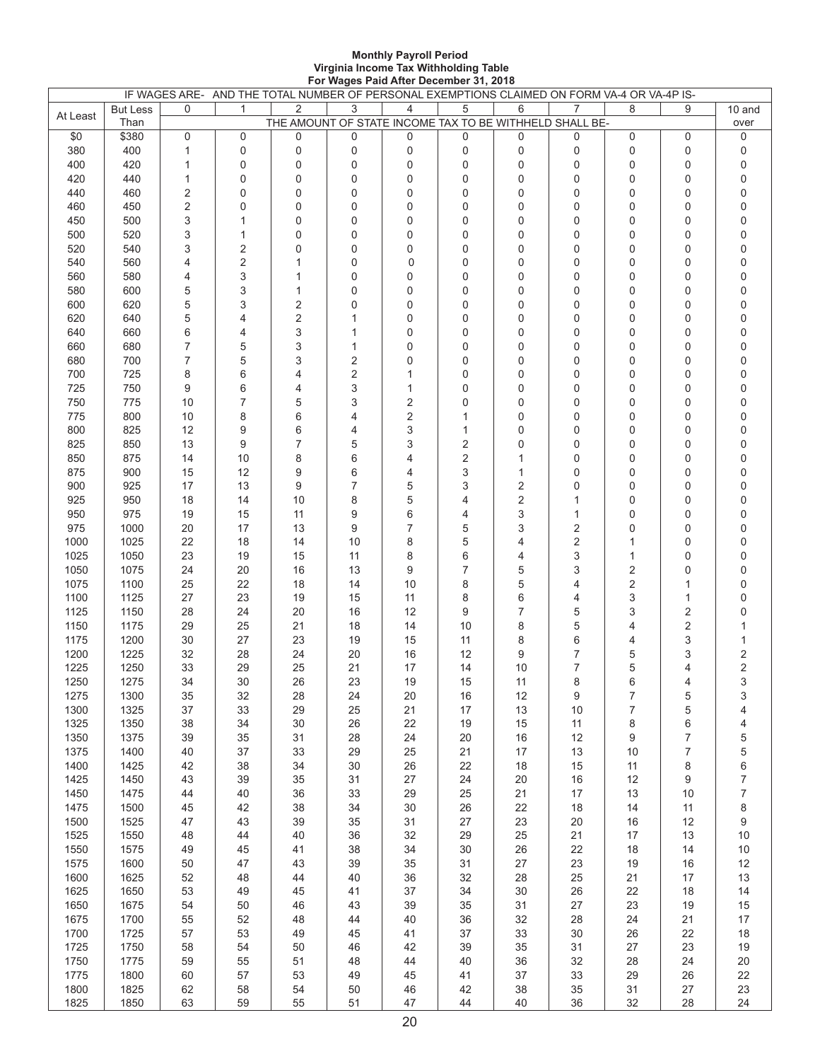**Monthly Payroll Period**
**Virginia Income Tax Withholding Table**
**For Wages Paid After December 31, 2018**

| IF WAGES ARE- | | AND THE TOTAL NUMBER OF PERSONAL EXEMPTIONS CLAIMED ON FORM VA-4 OR VA-4P IS- | | | | | | | | | | |
|---|---|---|---|---|---|---|---|---|---|---|---|---|
| At Least | But Less Than | 0 | 1 | 2 | 3 | 4 | 5 | 6 | 7 | 8 | 9 | 10 and over |
| | | THE AMOUNT OF STATE INCOME TAX TO BE WITHHELD SHALL BE- | | | | | | | | | | |
| $0 | $380 | 0 | 0 | 0 | 0 | 0 | 0 | 0 | 0 | 0 | 0 | 0 |
| 380 | 400 | 1 | 0 | 0 | 0 | 0 | 0 | 0 | 0 | 0 | 0 | 0 |
| 400 | 420 | 1 | 0 | 0 | 0 | 0 | 0 | 0 | 0 | 0 | 0 | 0 |
| 420 | 440 | 1 | 0 | 0 | 0 | 0 | 0 | 0 | 0 | 0 | 0 | 0 |
| 440 | 460 | 2 | 0 | 0 | 0 | 0 | 0 | 0 | 0 | 0 | 0 | 0 |
| 460 | 450 | 2 | 0 | 0 | 0 | 0 | 0 | 0 | 0 | 0 | 0 | 0 |
| 450 | 500 | 3 | 1 | 0 | 0 | 0 | 0 | 0 | 0 | 0 | 0 | 0 |
| 500 | 520 | 3 | 1 | 0 | 0 | 0 | 0 | 0 | 0 | 0 | 0 | 0 |
| 520 | 540 | 3 | 2 | 0 | 0 | 0 | 0 | 0 | 0 | 0 | 0 | 0 |
| 540 | 560 | 4 | 2 | 1 | 0 | 0 | 0 | 0 | 0 | 0 | 0 | 0 |
| 560 | 580 | 4 | 3 | 1 | 0 | 0 | 0 | 0 | 0 | 0 | 0 | 0 |
| 580 | 600 | 5 | 3 | 1 | 0 | 0 | 0 | 0 | 0 | 0 | 0 | 0 |
| 600 | 620 | 5 | 3 | 2 | 0 | 0 | 0 | 0 | 0 | 0 | 0 | 0 |
| 620 | 640 | 5 | 4 | 2 | 1 | 0 | 0 | 0 | 0 | 0 | 0 | 0 |
| 640 | 660 | 6 | 4 | 3 | 1 | 0 | 0 | 0 | 0 | 0 | 0 | 0 |
| 660 | 680 | 7 | 5 | 3 | 1 | 0 | 0 | 0 | 0 | 0 | 0 | 0 |
| 680 | 700 | 7 | 5 | 3 | 2 | 0 | 0 | 0 | 0 | 0 | 0 | 0 |
| 700 | 725 | 8 | 6 | 4 | 2 | 1 | 0 | 0 | 0 | 0 | 0 | 0 |
| 725 | 750 | 9 | 6 | 4 | 3 | 1 | 0 | 0 | 0 | 0 | 0 | 0 |
| 750 | 775 | 10 | 7 | 5 | 3 | 2 | 0 | 0 | 0 | 0 | 0 | 0 |
| 775 | 800 | 10 | 8 | 6 | 4 | 2 | 1 | 0 | 0 | 0 | 0 | 0 |
| 800 | 825 | 12 | 9 | 6 | 4 | 3 | 1 | 0 | 0 | 0 | 0 | 0 |
| 825 | 850 | 13 | 9 | 7 | 5 | 3 | 2 | 0 | 0 | 0 | 0 | 0 |
| 850 | 875 | 14 | 10 | 8 | 6 | 4 | 2 | 1 | 0 | 0 | 0 | 0 |
| 875 | 900 | 15 | 12 | 9 | 6 | 4 | 3 | 1 | 0 | 0 | 0 | 0 |
| 900 | 925 | 17 | 13 | 9 | 7 | 5 | 3 | 2 | 0 | 0 | 0 | 0 |
| 925 | 950 | 18 | 14 | 10 | 8 | 5 | 4 | 2 | 1 | 0 | 0 | 0 |
| 950 | 975 | 19 | 15 | 11 | 9 | 6 | 4 | 3 | 1 | 0 | 0 | 0 |
| 975 | 1000 | 20 | 17 | 13 | 9 | 7 | 5 | 3 | 2 | 0 | 0 | 0 |
| 1000 | 1025 | 22 | 18 | 14 | 10 | 8 | 5 | 4 | 2 | 1 | 0 | 0 |
| 1025 | 1050 | 23 | 19 | 15 | 11 | 8 | 6 | 4 | 3 | 1 | 0 | 0 |
| 1050 | 1075 | 24 | 20 | 16 | 13 | 9 | 7 | 5 | 3 | 2 | 0 | 0 |
| 1075 | 1100 | 25 | 22 | 18 | 14 | 10 | 8 | 5 | 4 | 2 | 1 | 0 |
| 1100 | 1125 | 27 | 23 | 19 | 15 | 11 | 8 | 6 | 4 | 3 | 1 | 0 |
| 1125 | 1150 | 28 | 24 | 20 | 16 | 12 | 9 | 7 | 5 | 3 | 2 | 0 |
| 1150 | 1175 | 29 | 25 | 21 | 18 | 14 | 10 | 8 | 5 | 4 | 2 | 1 |
| 1175 | 1200 | 30 | 27 | 23 | 19 | 15 | 11 | 8 | 6 | 4 | 3 | 1 |
| 1200 | 1225 | 32 | 28 | 24 | 20 | 16 | 12 | 9 | 7 | 5 | 3 | 2 |
| 1225 | 1250 | 33 | 29 | 25 | 21 | 17 | 14 | 10 | 7 | 5 | 4 | 2 |
| 1250 | 1275 | 34 | 30 | 26 | 23 | 19 | 15 | 11 | 8 | 6 | 4 | 3 |
| 1275 | 1300 | 35 | 32 | 28 | 24 | 20 | 16 | 12 | 9 | 7 | 5 | 3 |
| 1300 | 1325 | 37 | 33 | 29 | 25 | 21 | 17 | 13 | 10 | 7 | 5 | 4 |
| 1325 | 1350 | 38 | 34 | 30 | 26 | 22 | 19 | 15 | 11 | 8 | 6 | 4 |
| 1350 | 1375 | 39 | 35 | 31 | 28 | 24 | 20 | 16 | 12 | 9 | 7 | 5 |
| 1375 | 1400 | 40 | 37 | 33 | 29 | 25 | 21 | 17 | 13 | 10 | 7 | 5 |
| 1400 | 1425 | 42 | 38 | 34 | 30 | 26 | 22 | 18 | 15 | 11 | 8 | 6 |
| 1425 | 1450 | 43 | 39 | 35 | 31 | 27 | 24 | 20 | 16 | 12 | 9 | 7 |
| 1450 | 1475 | 44 | 40 | 36 | 33 | 29 | 25 | 21 | 17 | 13 | 10 | 7 |
| 1475 | 1500 | 45 | 42 | 38 | 34 | 30 | 26 | 22 | 18 | 14 | 11 | 8 |
| 1500 | 1525 | 47 | 43 | 39 | 35 | 31 | 27 | 23 | 20 | 16 | 12 | 9 |
| 1525 | 1550 | 48 | 44 | 40 | 36 | 32 | 29 | 25 | 21 | 17 | 13 | 10 |
| 1550 | 1575 | 49 | 45 | 41 | 38 | 34 | 30 | 26 | 22 | 18 | 14 | 10 |
| 1575 | 1600 | 50 | 47 | 43 | 39 | 35 | 31 | 27 | 23 | 19 | 16 | 12 |
| 1600 | 1625 | 52 | 48 | 44 | 40 | 36 | 32 | 28 | 25 | 21 | 17 | 13 |
| 1625 | 1650 | 53 | 49 | 45 | 41 | 37 | 34 | 30 | 26 | 22 | 18 | 14 |
| 1650 | 1675 | 54 | 50 | 46 | 43 | 39 | 35 | 31 | 27 | 23 | 19 | 15 |
| 1675 | 1700 | 55 | 52 | 48 | 44 | 40 | 36 | 32 | 28 | 24 | 21 | 17 |
| 1700 | 1725 | 57 | 53 | 49 | 45 | 41 | 37 | 33 | 30 | 26 | 22 | 18 |
| 1725 | 1750 | 58 | 54 | 50 | 46 | 42 | 39 | 35 | 31 | 27 | 23 | 19 |
| 1750 | 1775 | 59 | 55 | 51 | 48 | 44 | 40 | 36 | 32 | 28 | 24 | 20 |
| 1775 | 1800 | 60 | 57 | 53 | 49 | 45 | 41 | 37 | 33 | 29 | 26 | 22 |
| 1800 | 1825 | 62 | 58 | 54 | 50 | 46 | 42 | 38 | 35 | 31 | 27 | 23 |
| 1825 | 1850 | 63 | 59 | 55 | 51 | 47 | 44 | 40 | 36 | 32 | 28 | 24 |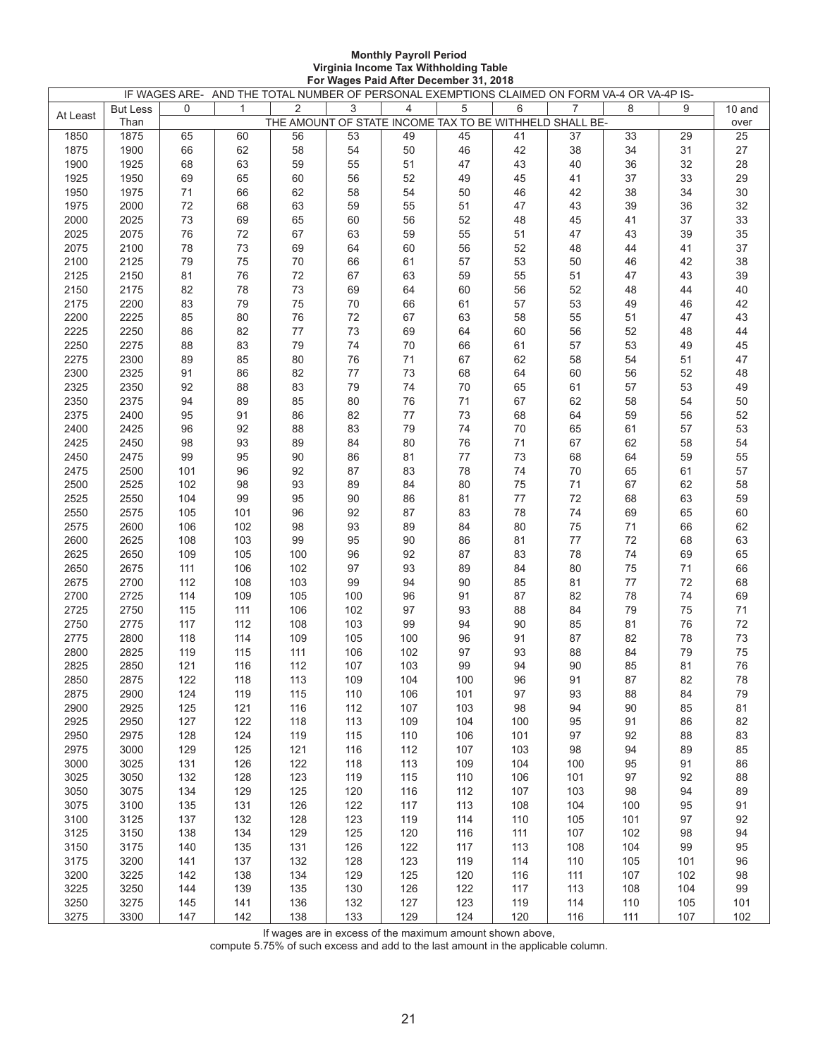**Monthly Payroll Period**
**Virginia Income Tax Withholding Table**
**For Wages Paid After December 31, 2018**

| IF WAGES ARE- | | AND THE TOTAL NUMBER OF PERSONAL EXEMPTIONS CLAIMED ON FORM VA-4 OR VA-4P IS- | | | | | | | | | | |
|---|---|---|---|---|---|---|---|---|---|---|---|---|
| At Least | But Less Than | 0 | 1 | 2 | 3 | 4 | 5 | 6 | 7 | 8 | 9 | 10 and over |
| | | THE AMOUNT OF STATE INCOME TAX TO BE WITHHELD SHALL BE- | | | | | | | | | | |
| 1850 | 1875 | 65 | 60 | 56 | 53 | 49 | 45 | 41 | 37 | 33 | 29 | 25 |
| 1875 | 1900 | 66 | 62 | 58 | 54 | 50 | 46 | 42 | 38 | 34 | 31 | 27 |
| 1900 | 1925 | 68 | 63 | 59 | 55 | 51 | 47 | 43 | 40 | 36 | 32 | 28 |
| 1925 | 1950 | 69 | 65 | 60 | 56 | 52 | 49 | 45 | 41 | 37 | 33 | 29 |
| 1950 | 1975 | 71 | 66 | 62 | 58 | 54 | 50 | 46 | 42 | 38 | 34 | 30 |
| 1975 | 2000 | 72 | 68 | 63 | 59 | 55 | 51 | 47 | 43 | 39 | 36 | 32 |
| 2000 | 2025 | 73 | 69 | 65 | 60 | 56 | 52 | 48 | 45 | 41 | 37 | 33 |
| 2025 | 2075 | 76 | 72 | 67 | 63 | 59 | 55 | 51 | 47 | 43 | 39 | 35 |
| 2075 | 2100 | 78 | 73 | 69 | 64 | 60 | 56 | 52 | 48 | 44 | 41 | 37 |
| 2100 | 2125 | 79 | 75 | 70 | 66 | 61 | 57 | 53 | 50 | 46 | 42 | 38 |
| 2125 | 2150 | 81 | 76 | 72 | 67 | 63 | 59 | 55 | 51 | 47 | 43 | 39 |
| 2150 | 2175 | 82 | 78 | 73 | 69 | 64 | 60 | 56 | 52 | 48 | 44 | 40 |
| 2175 | 2200 | 83 | 79 | 75 | 70 | 66 | 61 | 57 | 53 | 49 | 46 | 42 |
| 2200 | 2225 | 85 | 80 | 76 | 72 | 67 | 63 | 58 | 55 | 51 | 47 | 43 |
| 2225 | 2250 | 86 | 82 | 77 | 73 | 69 | 64 | 60 | 56 | 52 | 48 | 44 |
| 2250 | 2275 | 88 | 83 | 79 | 74 | 70 | 66 | 61 | 57 | 53 | 49 | 45 |
| 2275 | 2300 | 89 | 85 | 80 | 76 | 71 | 67 | 62 | 58 | 54 | 51 | 47 |
| 2300 | 2325 | 91 | 86 | 82 | 77 | 73 | 68 | 64 | 60 | 56 | 52 | 48 |
| 2325 | 2350 | 92 | 88 | 83 | 79 | 74 | 70 | 65 | 61 | 57 | 53 | 49 |
| 2350 | 2375 | 94 | 89 | 85 | 80 | 76 | 71 | 67 | 62 | 58 | 54 | 50 |
| 2375 | 2400 | 95 | 91 | 86 | 82 | 77 | 73 | 68 | 64 | 59 | 56 | 52 |
| 2400 | 2425 | 96 | 92 | 88 | 83 | 79 | 74 | 70 | 65 | 61 | 57 | 53 |
| 2425 | 2450 | 98 | 93 | 89 | 84 | 80 | 76 | 71 | 67 | 62 | 58 | 54 |
| 2450 | 2475 | 99 | 95 | 90 | 86 | 81 | 77 | 73 | 68 | 64 | 59 | 55 |
| 2475 | 2500 | 101 | 96 | 92 | 87 | 83 | 78 | 74 | 70 | 65 | 61 | 57 |
| 2500 | 2525 | 102 | 98 | 93 | 89 | 84 | 80 | 75 | 71 | 67 | 62 | 58 |
| 2525 | 2550 | 104 | 99 | 95 | 90 | 86 | 81 | 77 | 72 | 68 | 63 | 59 |
| 2550 | 2575 | 105 | 101 | 96 | 92 | 87 | 83 | 78 | 74 | 69 | 65 | 60 |
| 2575 | 2600 | 106 | 102 | 98 | 93 | 89 | 84 | 80 | 75 | 71 | 66 | 62 |
| 2600 | 2625 | 108 | 103 | 99 | 95 | 90 | 86 | 81 | 77 | 72 | 68 | 63 |
| 2625 | 2650 | 109 | 105 | 100 | 96 | 92 | 87 | 83 | 78 | 74 | 69 | 65 |
| 2650 | 2675 | 111 | 106 | 102 | 97 | 93 | 89 | 84 | 80 | 75 | 71 | 66 |
| 2675 | 2700 | 112 | 108 | 103 | 99 | 94 | 90 | 85 | 81 | 77 | 72 | 68 |
| 2700 | 2725 | 114 | 109 | 105 | 100 | 96 | 91 | 87 | 82 | 78 | 74 | 69 |
| 2725 | 2750 | 115 | 111 | 106 | 102 | 97 | 93 | 88 | 84 | 79 | 75 | 71 |
| 2750 | 2775 | 117 | 112 | 108 | 103 | 99 | 94 | 90 | 85 | 81 | 76 | 72 |
| 2775 | 2800 | 118 | 114 | 109 | 105 | 100 | 96 | 91 | 87 | 82 | 78 | 73 |
| 2800 | 2825 | 119 | 115 | 111 | 106 | 102 | 97 | 93 | 88 | 84 | 79 | 75 |
| 2825 | 2850 | 121 | 116 | 112 | 107 | 103 | 99 | 94 | 90 | 85 | 81 | 76 |
| 2850 | 2875 | 122 | 118 | 113 | 109 | 104 | 100 | 96 | 91 | 87 | 82 | 78 |
| 2875 | 2900 | 124 | 119 | 115 | 110 | 106 | 101 | 97 | 93 | 88 | 84 | 79 |
| 2900 | 2925 | 125 | 121 | 116 | 112 | 107 | 103 | 98 | 94 | 90 | 85 | 81 |
| 2925 | 2950 | 127 | 122 | 118 | 113 | 109 | 104 | 100 | 95 | 91 | 86 | 82 |
| 2950 | 2975 | 128 | 124 | 119 | 115 | 110 | 106 | 101 | 97 | 92 | 88 | 83 |
| 2975 | 3000 | 129 | 125 | 121 | 116 | 112 | 107 | 103 | 98 | 94 | 89 | 85 |
| 3000 | 3025 | 131 | 126 | 122 | 118 | 113 | 109 | 104 | 100 | 95 | 91 | 86 |
| 3025 | 3050 | 132 | 128 | 123 | 119 | 115 | 110 | 106 | 101 | 97 | 92 | 88 |
| 3050 | 3075 | 134 | 129 | 125 | 120 | 116 | 112 | 107 | 103 | 98 | 94 | 89 |
| 3075 | 3100 | 135 | 131 | 126 | 122 | 117 | 113 | 108 | 104 | 100 | 95 | 91 |
| 3100 | 3125 | 137 | 132 | 128 | 123 | 119 | 114 | 110 | 105 | 101 | 97 | 92 |
| 3125 | 3150 | 138 | 134 | 129 | 125 | 120 | 116 | 111 | 107 | 102 | 98 | 94 |
| 3150 | 3175 | 140 | 135 | 131 | 126 | 122 | 117 | 113 | 108 | 104 | 99 | 95 |
| 3175 | 3200 | 141 | 137 | 132 | 128 | 123 | 119 | 114 | 110 | 105 | 101 | 96 |
| 3200 | 3225 | 142 | 138 | 134 | 129 | 125 | 120 | 116 | 111 | 107 | 102 | 98 |
| 3225 | 3250 | 144 | 139 | 135 | 130 | 126 | 122 | 117 | 113 | 108 | 104 | 99 |
| 3250 | 3275 | 145 | 141 | 136 | 132 | 127 | 123 | 119 | 114 | 110 | 105 | 101 |
| 3275 | 3300 | 147 | 142 | 138 | 133 | 129 | 124 | 120 | 116 | 111 | 107 | 102 |

If wages are in excess of the maximum amount shown above,
compute 5.75% of such excess and add to the last amount in the applicable column.